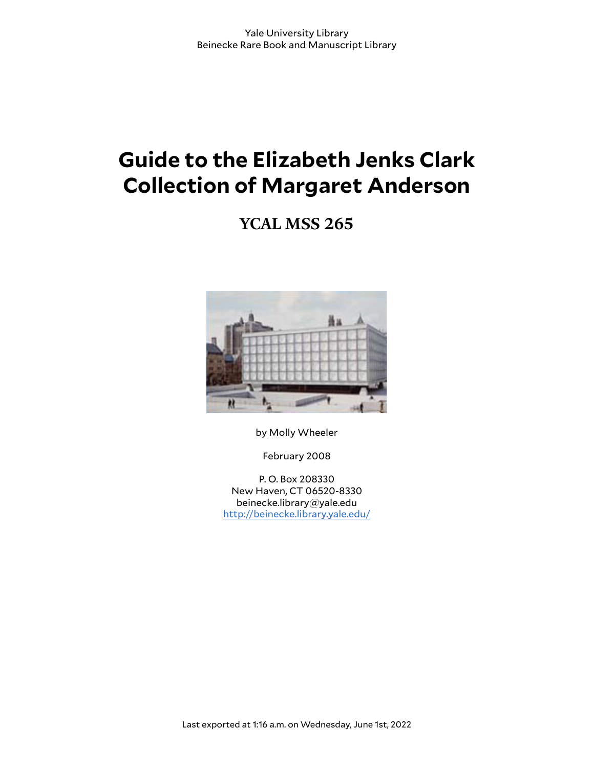Yale University Library
Beinecke Rare Book and Manuscript Library

# Guide to the Elizabeth Jenks Clark Collection of Margaret Anderson

## YCAL MSS 265

by Molly Wheeler

February 2008

P. O. Box 208330
New Haven, CT 06520-8330
beinecke.library@yale.edu
http://beinecke.library.yale.edu/

Last exported at 1:16 a.m. on Wednesday, June 1st, 2022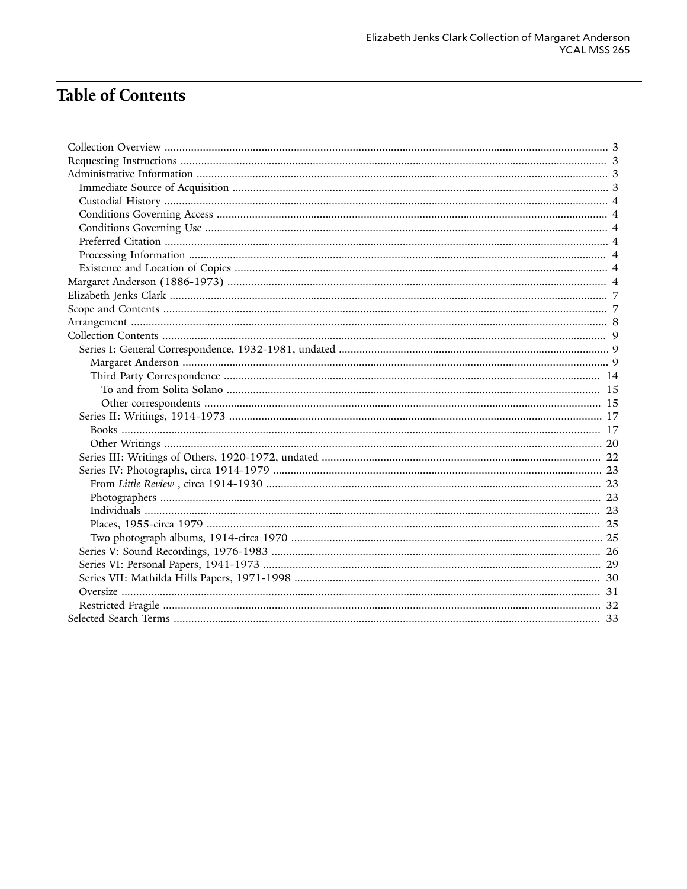# Table of Contents

- Collection Overview ... 3
- Requesting Instructions ... 3
- Administrative Information ... 3
  - Immediate Source of Acquisition ... 3
  - Custodial History ... 4
  - Conditions Governing Access ... 4
  - Conditions Governing Use ... 4
  - Preferred Citation ... 4
  - Processing Information ... 4
  - Existence and Location of Copies ... 4
- Margaret Anderson (1886-1973) ... 4
- Elizabeth Jenks Clark ... 7
- Scope and Contents ... 7
- Arrangement ... 8
- Collection Contents ... 9
  - Series I: General Correspondence, 1932-1981, undated ... 9
    - Margaret Anderson ... 9
    - Third Party Correspondence ... 14
      - To and from Solita Solano ... 15
      - Other correspondents ... 15
  - Series II: Writings, 1914-1973 ... 17
    - Books ... 17
    - Other Writings ... 20
  - Series III: Writings of Others, 1920-1972, undated ... 22
  - Series IV: Photographs, circa 1914-1979 ... 23
    - From *Little Review* , circa 1914-1930 ... 23
    - Photographers ... 23
    - Individuals ... 23
    - Places, 1955-circa 1979 ... 25
    - Two photograph albums, 1914-circa 1970 ... 25
  - Series V: Sound Recordings, 1976-1983 ... 26
  - Series VI: Personal Papers, 1941-1973 ... 29
  - Series VII: Mathilda Hills Papers, 1971-1998 ... 30
  - Oversize ... 31
  - Restricted Fragile ... 32
- Selected Search Terms ... 33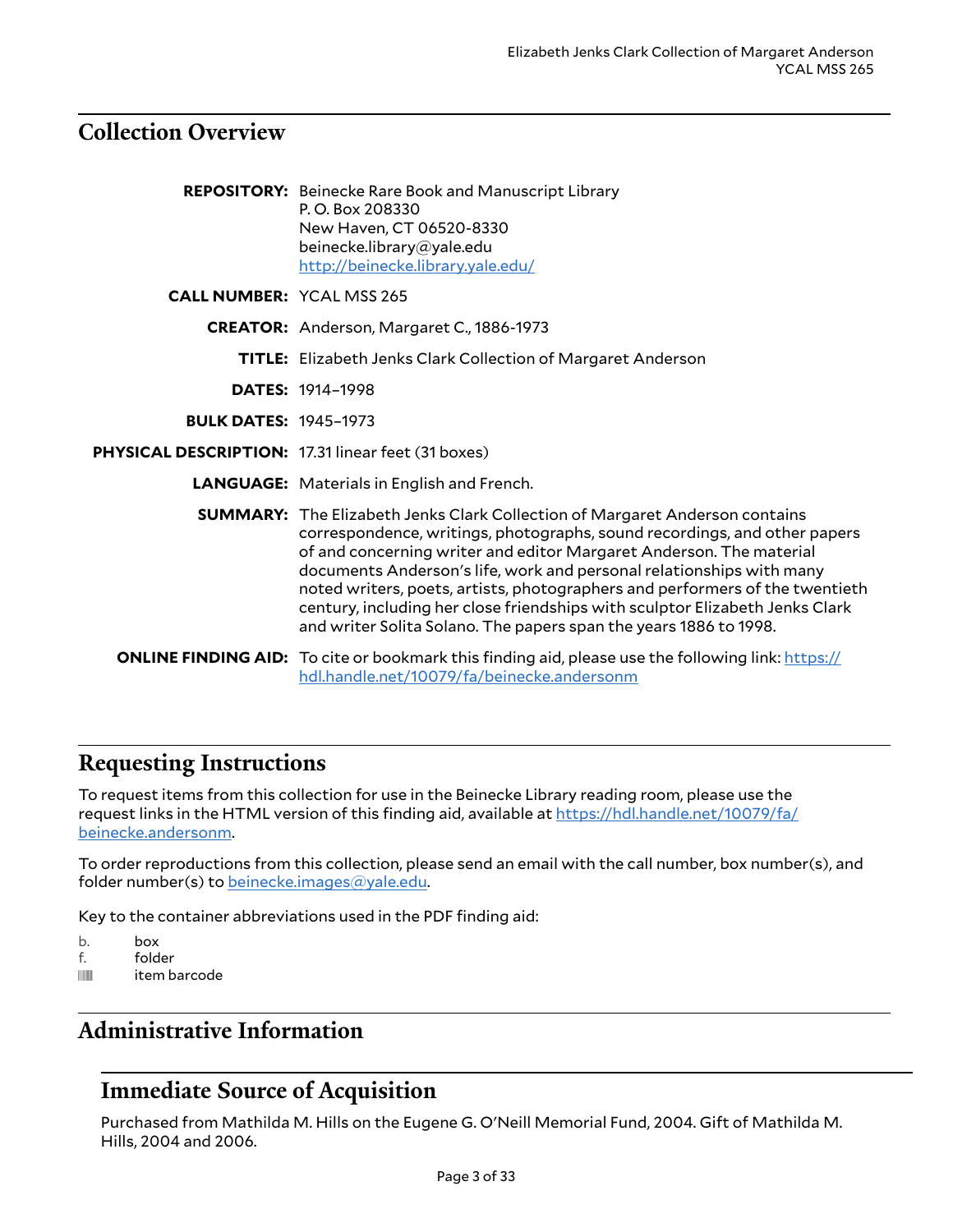## Collection Overview

**REPOSITORY:** Beinecke Rare Book and Manuscript Library
P. O. Box 208330
New Haven, CT 06520-8330
beinecke.library@yale.edu
http://beinecke.library.yale.edu/

**CALL NUMBER:** YCAL MSS 265

**CREATOR:** Anderson, Margaret C., 1886-1973

**TITLE:** Elizabeth Jenks Clark Collection of Margaret Anderson

**DATES:** 1914–1998

**BULK DATES:** 1945–1973

**PHYSICAL DESCRIPTION:** 17.31 linear feet (31 boxes)

**LANGUAGE:** Materials in English and French.

**SUMMARY:** The Elizabeth Jenks Clark Collection of Margaret Anderson contains correspondence, writings, photographs, sound recordings, and other papers of and concerning writer and editor Margaret Anderson. The material documents Anderson's life, work and personal relationships with many noted writers, poets, artists, photographers and performers of the twentieth century, including her close friendships with sculptor Elizabeth Jenks Clark and writer Solita Solano. The papers span the years 1886 to 1998.

**ONLINE FINDING AID:** To cite or bookmark this finding aid, please use the following link: https://hdl.handle.net/10079/fa/beinecke.andersonm

## Requesting Instructions

To request items from this collection for use in the Beinecke Library reading room, please use the request links in the HTML version of this finding aid, available at https://hdl.handle.net/10079/fa/beinecke.andersonm.

To order reproductions from this collection, please send an email with the call number, box number(s), and folder number(s) to beinecke.images@yale.edu.

Key to the container abbreviations used in the PDF finding aid:

- b. box
- f. folder
- item barcode

## Administrative Information

### Immediate Source of Acquisition

Purchased from Mathilda M. Hills on the Eugene G. O'Neill Memorial Fund, 2004. Gift of Mathilda M. Hills, 2004 and 2006.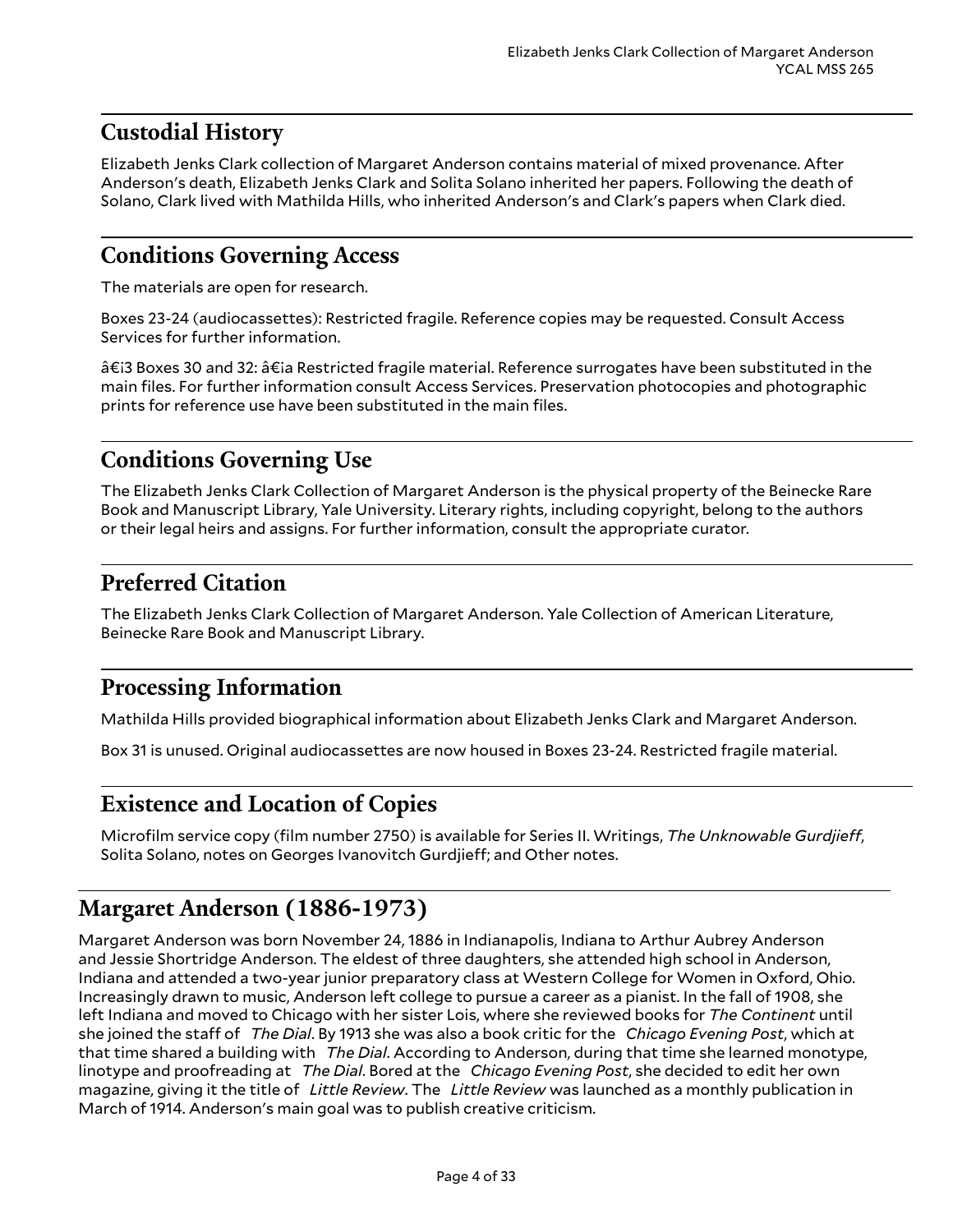## Custodial History

Elizabeth Jenks Clark collection of Margaret Anderson contains material of mixed provenance. After Anderson's death, Elizabeth Jenks Clark and Solita Solano inherited her papers. Following the death of Solano, Clark lived with Mathilda Hills, who inherited Anderson's and Clark's papers when Clark died.

## Conditions Governing Access

The materials are open for research.

Boxes 23-24 (audiocassettes): Restricted fragile. Reference copies may be requested. Consult Access Services for further information.

â€¡3 Boxes 30 and 32: â€¡a Restricted fragile material. Reference surrogates have been substituted in the main files. For further information consult Access Services. Preservation photocopies and photographic prints for reference use have been substituted in the main files.

## Conditions Governing Use

The Elizabeth Jenks Clark Collection of Margaret Anderson is the physical property of the Beinecke Rare Book and Manuscript Library, Yale University. Literary rights, including copyright, belong to the authors or their legal heirs and assigns. For further information, consult the appropriate curator.

## Preferred Citation

The Elizabeth Jenks Clark Collection of Margaret Anderson. Yale Collection of American Literature, Beinecke Rare Book and Manuscript Library.

## Processing Information

Mathilda Hills provided biographical information about Elizabeth Jenks Clark and Margaret Anderson.

Box 31 is unused. Original audiocassettes are now housed in Boxes 23-24. Restricted fragile material.

## Existence and Location of Copies

Microfilm service copy (film number 2750) is available for Series II. Writings, *The Unknowable Gurdjieff*, Solita Solano, notes on Georges Ivanovitch Gurdjieff; and Other notes.

# Margaret Anderson (1886-1973)

Margaret Anderson was born November 24, 1886 in Indianapolis, Indiana to Arthur Aubrey Anderson and Jessie Shortridge Anderson. The eldest of three daughters, she attended high school in Anderson, Indiana and attended a two-year junior preparatory class at Western College for Women in Oxford, Ohio. Increasingly drawn to music, Anderson left college to pursue a career as a pianist. In the fall of 1908, she left Indiana and moved to Chicago with her sister Lois, where she reviewed books for *The Continent* until she joined the staff of *The Dial*. By 1913 she was also a book critic for the *Chicago Evening Post*, which at that time shared a building with *The Dial*. According to Anderson, during that time she learned monotype, linotype and proofreading at *The Dial*. Bored at the *Chicago Evening Post*, she decided to edit her own magazine, giving it the title of *Little Review*. The *Little Review* was launched as a monthly publication in March of 1914. Anderson's main goal was to publish creative criticism.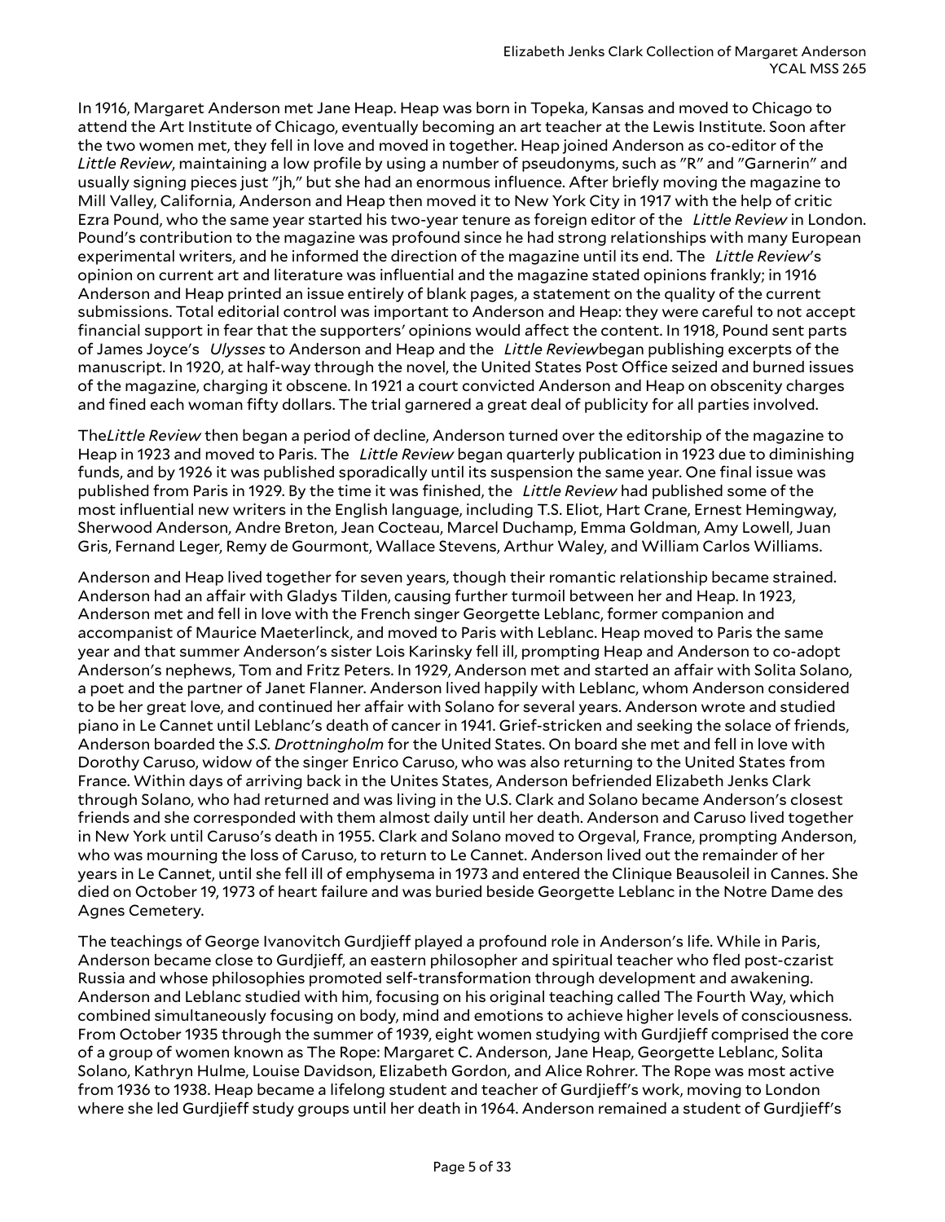In 1916, Margaret Anderson met Jane Heap. Heap was born in Topeka, Kansas and moved to Chicago to attend the Art Institute of Chicago, eventually becoming an art teacher at the Lewis Institute. Soon after the two women met, they fell in love and moved in together. Heap joined Anderson as co-editor of the *Little Review*, maintaining a low profile by using a number of pseudonyms, such as "R" and "Garnerin" and usually signing pieces just "jh," but she had an enormous influence. After briefly moving the magazine to Mill Valley, California, Anderson and Heap then moved it to New York City in 1917 with the help of critic Ezra Pound, who the same year started his two-year tenure as foreign editor of the *Little Review* in London. Pound's contribution to the magazine was profound since he had strong relationships with many European experimental writers, and he informed the direction of the magazine until its end. The *Little Review*'s opinion on current art and literature was influential and the magazine stated opinions frankly; in 1916 Anderson and Heap printed an issue entirely of blank pages, a statement on the quality of the current submissions. Total editorial control was important to Anderson and Heap: they were careful to not accept financial support in fear that the supporters' opinions would affect the content. In 1918, Pound sent parts of James Joyce's *Ulysses* to Anderson and Heap and the *Little Review*began publishing excerpts of the manuscript. In 1920, at half-way through the novel, the United States Post Office seized and burned issues of the magazine, charging it obscene. In 1921 a court convicted Anderson and Heap on obscenity charges and fined each woman fifty dollars. The trial garnered a great deal of publicity for all parties involved.

The*Little Review* then began a period of decline, Anderson turned over the editorship of the magazine to Heap in 1923 and moved to Paris. The *Little Review* began quarterly publication in 1923 due to diminishing funds, and by 1926 it was published sporadically until its suspension the same year. One final issue was published from Paris in 1929. By the time it was finished, the *Little Review* had published some of the most influential new writers in the English language, including T.S. Eliot, Hart Crane, Ernest Hemingway, Sherwood Anderson, Andre Breton, Jean Cocteau, Marcel Duchamp, Emma Goldman, Amy Lowell, Juan Gris, Fernand Leger, Remy de Gourmont, Wallace Stevens, Arthur Waley, and William Carlos Williams.

Anderson and Heap lived together for seven years, though their romantic relationship became strained. Anderson had an affair with Gladys Tilden, causing further turmoil between her and Heap. In 1923, Anderson met and fell in love with the French singer Georgette Leblanc, former companion and accompanist of Maurice Maeterlinck, and moved to Paris with Leblanc. Heap moved to Paris the same year and that summer Anderson's sister Lois Karinsky fell ill, prompting Heap and Anderson to co-adopt Anderson's nephews, Tom and Fritz Peters. In 1929, Anderson met and started an affair with Solita Solano, a poet and the partner of Janet Flanner. Anderson lived happily with Leblanc, whom Anderson considered to be her great love, and continued her affair with Solano for several years. Anderson wrote and studied piano in Le Cannet until Leblanc's death of cancer in 1941. Grief-stricken and seeking the solace of friends, Anderson boarded the *S.S. Drottningholm* for the United States. On board she met and fell in love with Dorothy Caruso, widow of the singer Enrico Caruso, who was also returning to the United States from France. Within days of arriving back in the Unites States, Anderson befriended Elizabeth Jenks Clark through Solano, who had returned and was living in the U.S. Clark and Solano became Anderson's closest friends and she corresponded with them almost daily until her death. Anderson and Caruso lived together in New York until Caruso's death in 1955. Clark and Solano moved to Orgeval, France, prompting Anderson, who was mourning the loss of Caruso, to return to Le Cannet. Anderson lived out the remainder of her years in Le Cannet, until she fell ill of emphysema in 1973 and entered the Clinique Beausoleil in Cannes. She died on October 19, 1973 of heart failure and was buried beside Georgette Leblanc in the Notre Dame des Agnes Cemetery.

The teachings of George Ivanovitch Gurdjieff played a profound role in Anderson's life. While in Paris, Anderson became close to Gurdjieff, an eastern philosopher and spiritual teacher who fled post-czarist Russia and whose philosophies promoted self-transformation through development and awakening. Anderson and Leblanc studied with him, focusing on his original teaching called The Fourth Way, which combined simultaneously focusing on body, mind and emotions to achieve higher levels of consciousness. From October 1935 through the summer of 1939, eight women studying with Gurdjieff comprised the core of a group of women known as The Rope: Margaret C. Anderson, Jane Heap, Georgette Leblanc, Solita Solano, Kathryn Hulme, Louise Davidson, Elizabeth Gordon, and Alice Rohrer. The Rope was most active from 1936 to 1938. Heap became a lifelong student and teacher of Gurdjieff's work, moving to London where she led Gurdjieff study groups until her death in 1964. Anderson remained a student of Gurdjieff's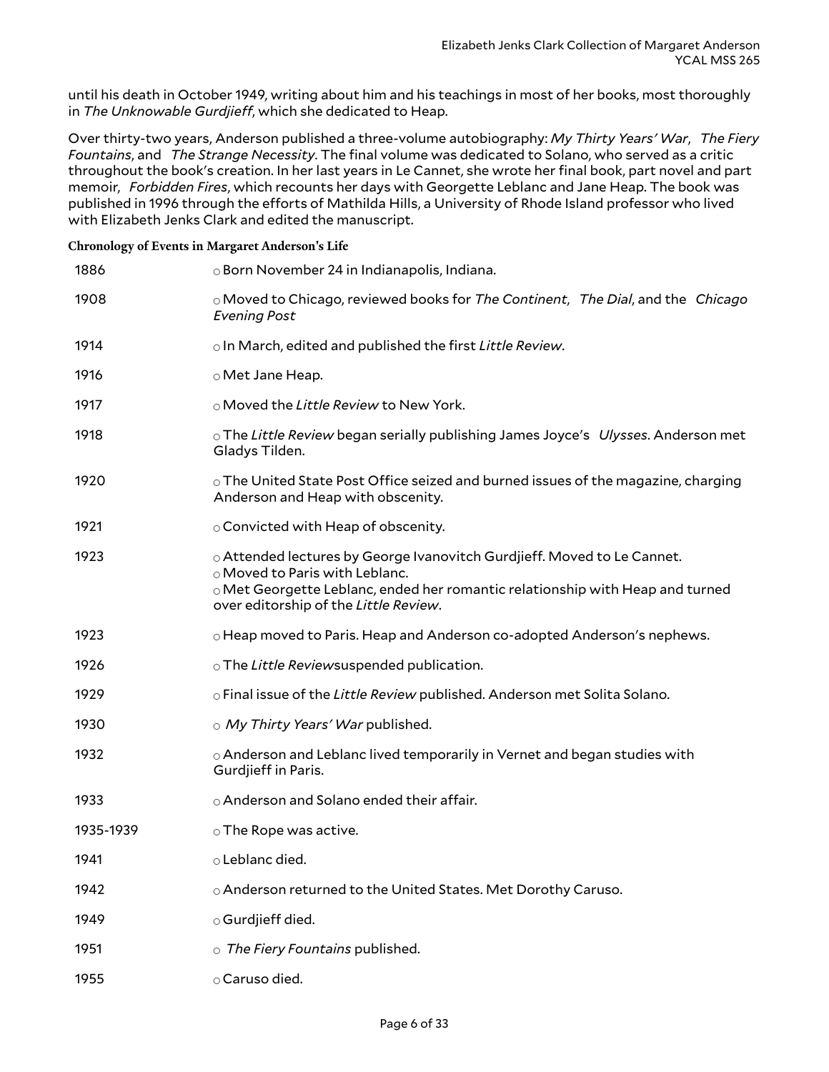until his death in October 1949, writing about him and his teachings in most of her books, most thoroughly in *The Unknowable Gurdjieff*, which she dedicated to Heap.

Over thirty-two years, Anderson published a three-volume autobiography: *My Thirty Years' War*, *The Fiery Fountains*, and *The Strange Necessity*. The final volume was dedicated to Solano, who served as a critic throughout the book's creation. In her last years in Le Cannet, she wrote her final book, part novel and part memoir, *Forbidden Fires*, which recounts her days with Georgette Leblanc and Jane Heap. The book was published in 1996 through the efforts of Mathilda Hills, a University of Rhode Island professor who lived with Elizabeth Jenks Clark and edited the manuscript.

**Chronology of Events in Margaret Anderson's Life**

| | |
|---|---|
| 1886 | ○ Born November 24 in Indianapolis, Indiana. |
| 1908 | ○ Moved to Chicago, reviewed books for *The Continent*, *The Dial*, and the *Chicago Evening Post* |
| 1914 | ○ In March, edited and published the first *Little Review*. |
| 1916 | ○ Met Jane Heap. |
| 1917 | ○ Moved the *Little Review* to New York. |
| 1918 | ○ The *Little Review* began serially publishing James Joyce's *Ulysses*. Anderson met Gladys Tilden. |
| 1920 | ○ The United State Post Office seized and burned issues of the magazine, charging Anderson and Heap with obscenity. |
| 1921 | ○ Convicted with Heap of obscenity. |
| 1923 | ○ Attended lectures by George Ivanovitch Gurdjieff. Moved to Le Cannet.<br>○ Moved to Paris with Leblanc.<br>○ Met Georgette Leblanc, ended her romantic relationship with Heap and turned over editorship of the *Little Review*. |
| 1923 | ○ Heap moved to Paris. Heap and Anderson co-adopted Anderson's nephews. |
| 1926 | ○ The *Little Review*suspended publication. |
| 1929 | ○ Final issue of the *Little Review* published. Anderson met Solita Solano. |
| 1930 | ○ *My Thirty Years' War* published. |
| 1932 | ○ Anderson and Leblanc lived temporarily in Vernet and began studies with Gurdjieff in Paris. |
| 1933 | ○ Anderson and Solano ended their affair. |
| 1935-1939 | ○ The Rope was active. |
| 1941 | ○ Leblanc died. |
| 1942 | ○ Anderson returned to the United States. Met Dorothy Caruso. |
| 1949 | ○ Gurdjieff died. |
| 1951 | ○ *The Fiery Fountains* published. |
| 1955 | ○ Caruso died. |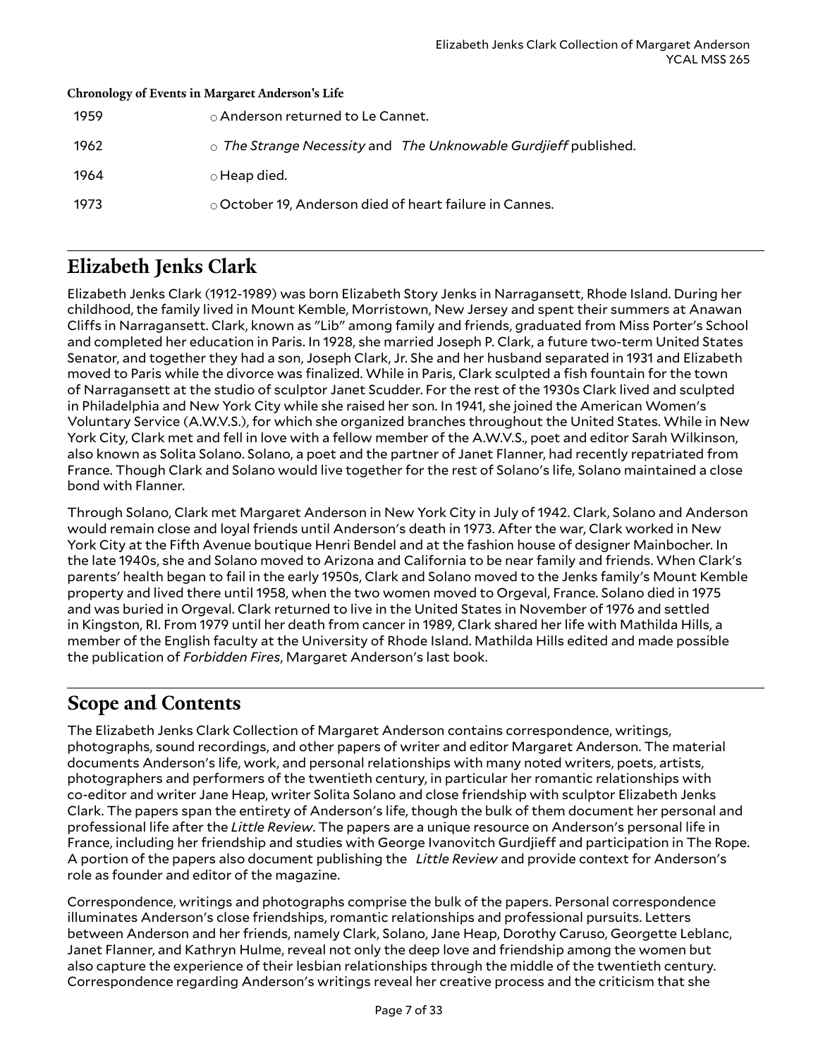**Chronology of Events in Margaret Anderson's Life**

| | |
|---|---|
| 1959 | ○ Anderson returned to Le Cannet. |
| 1962 | ○ *The Strange Necessity* and *The Unknowable Gurdjieff* published. |
| 1964 | ○ Heap died. |
| 1973 | ○ October 19, Anderson died of heart failure in Cannes. |

## Elizabeth Jenks Clark

Elizabeth Jenks Clark (1912-1989) was born Elizabeth Story Jenks in Narragansett, Rhode Island. During her childhood, the family lived in Mount Kemble, Morristown, New Jersey and spent their summers at Anawan Cliffs in Narragansett. Clark, known as "Lib" among family and friends, graduated from Miss Porter's School and completed her education in Paris. In 1928, she married Joseph P. Clark, a future two-term United States Senator, and together they had a son, Joseph Clark, Jr. She and her husband separated in 1931 and Elizabeth moved to Paris while the divorce was finalized. While in Paris, Clark sculpted a fish fountain for the town of Narragansett at the studio of sculptor Janet Scudder. For the rest of the 1930s Clark lived and sculpted in Philadelphia and New York City while she raised her son. In 1941, she joined the American Women's Voluntary Service (A.W.V.S.), for which she organized branches throughout the United States. While in New York City, Clark met and fell in love with a fellow member of the A.W.V.S., poet and editor Sarah Wilkinson, also known as Solita Solano. Solano, a poet and the partner of Janet Flanner, had recently repatriated from France. Though Clark and Solano would live together for the rest of Solano's life, Solano maintained a close bond with Flanner.

Through Solano, Clark met Margaret Anderson in New York City in July of 1942. Clark, Solano and Anderson would remain close and loyal friends until Anderson's death in 1973. After the war, Clark worked in New York City at the Fifth Avenue boutique Henri Bendel and at the fashion house of designer Mainbocher. In the late 1940s, she and Solano moved to Arizona and California to be near family and friends. When Clark's parents' health began to fail in the early 1950s, Clark and Solano moved to the Jenks family's Mount Kemble property and lived there until 1958, when the two women moved to Orgeval, France. Solano died in 1975 and was buried in Orgeval. Clark returned to live in the United States in November of 1976 and settled in Kingston, RI. From 1979 until her death from cancer in 1989, Clark shared her life with Mathilda Hills, a member of the English faculty at the University of Rhode Island. Mathilda Hills edited and made possible the publication of *Forbidden Fires*, Margaret Anderson's last book.

## Scope and Contents

The Elizabeth Jenks Clark Collection of Margaret Anderson contains correspondence, writings, photographs, sound recordings, and other papers of writer and editor Margaret Anderson. The material documents Anderson's life, work, and personal relationships with many noted writers, poets, artists, photographers and performers of the twentieth century, in particular her romantic relationships with co-editor and writer Jane Heap, writer Solita Solano and close friendship with sculptor Elizabeth Jenks Clark. The papers span the entirety of Anderson's life, though the bulk of them document her personal and professional life after the *Little Review*. The papers are a unique resource on Anderson's personal life in France, including her friendship and studies with George Ivanovitch Gurdjieff and participation in The Rope. A portion of the papers also document publishing the *Little Review* and provide context for Anderson's role as founder and editor of the magazine.

Correspondence, writings and photographs comprise the bulk of the papers. Personal correspondence illuminates Anderson's close friendships, romantic relationships and professional pursuits. Letters between Anderson and her friends, namely Clark, Solano, Jane Heap, Dorothy Caruso, Georgette Leblanc, Janet Flanner, and Kathryn Hulme, reveal not only the deep love and friendship among the women but also capture the experience of their lesbian relationships through the middle of the twentieth century. Correspondence regarding Anderson's writings reveal her creative process and the criticism that she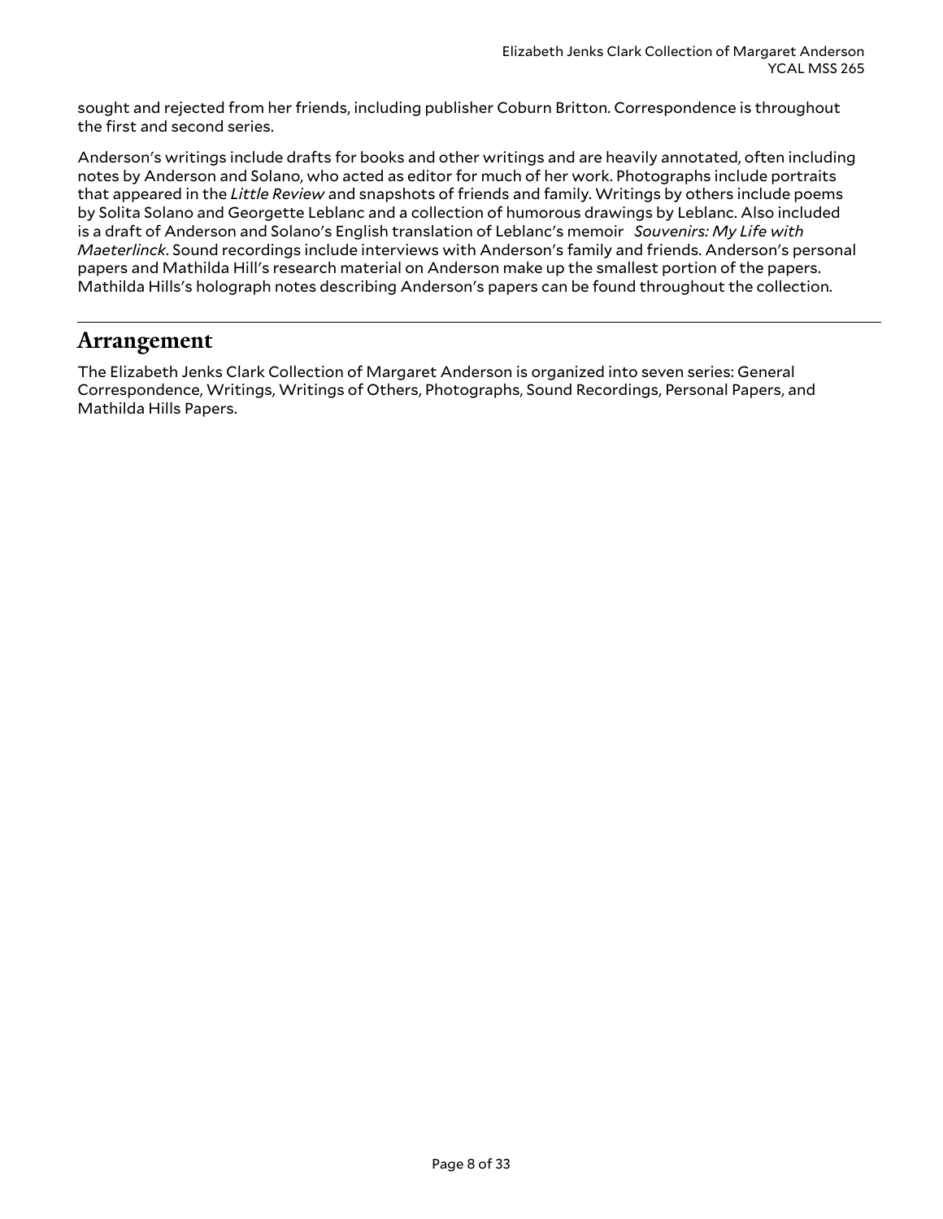sought and rejected from her friends, including publisher Coburn Britton. Correspondence is throughout the first and second series.

Anderson's writings include drafts for books and other writings and are heavily annotated, often including notes by Anderson and Solano, who acted as editor for much of her work. Photographs include portraits that appeared in the *Little Review* and snapshots of friends and family. Writings by others include poems by Solita Solano and Georgette Leblanc and a collection of humorous drawings by Leblanc. Also included is a draft of Anderson and Solano's English translation of Leblanc's memoir *Souvenirs: My Life with Maeterlinck*. Sound recordings include interviews with Anderson's family and friends. Anderson's personal papers and Mathilda Hill's research material on Anderson make up the smallest portion of the papers. Mathilda Hills's holograph notes describing Anderson's papers can be found throughout the collection.

## Arrangement

The Elizabeth Jenks Clark Collection of Margaret Anderson is organized into seven series: General Correspondence, Writings, Writings of Others, Photographs, Sound Recordings, Personal Papers, and Mathilda Hills Papers.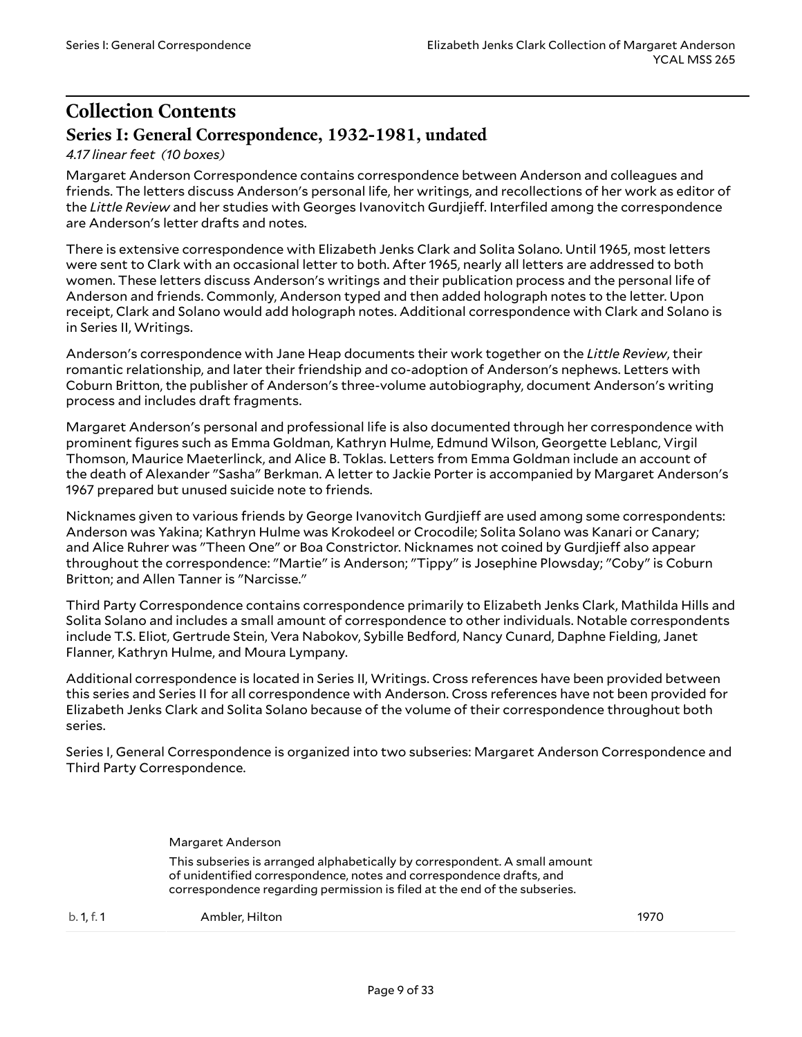## Collection Contents

### Series I: General Correspondence, 1932-1981, undated

*4.17 linear feet (10 boxes)*

Margaret Anderson Correspondence contains correspondence between Anderson and colleagues and friends. The letters discuss Anderson's personal life, her writings, and recollections of her work as editor of the *Little Review* and her studies with Georges Ivanovitch Gurdjieff. Interfiled among the correspondence are Anderson's letter drafts and notes.

There is extensive correspondence with Elizabeth Jenks Clark and Solita Solano. Until 1965, most letters were sent to Clark with an occasional letter to both. After 1965, nearly all letters are addressed to both women. These letters discuss Anderson's writings and their publication process and the personal life of Anderson and friends. Commonly, Anderson typed and then added holograph notes to the letter. Upon receipt, Clark and Solano would add holograph notes. Additional correspondence with Clark and Solano is in Series II, Writings.

Anderson's correspondence with Jane Heap documents their work together on the *Little Review*, their romantic relationship, and later their friendship and co-adoption of Anderson's nephews. Letters with Coburn Britton, the publisher of Anderson's three-volume autobiography, document Anderson's writing process and includes draft fragments.

Margaret Anderson's personal and professional life is also documented through her correspondence with prominent figures such as Emma Goldman, Kathryn Hulme, Edmund Wilson, Georgette Leblanc, Virgil Thomson, Maurice Maeterlinck, and Alice B. Toklas. Letters from Emma Goldman include an account of the death of Alexander "Sasha" Berkman. A letter to Jackie Porter is accompanied by Margaret Anderson's 1967 prepared but unused suicide note to friends.

Nicknames given to various friends by George Ivanovitch Gurdjieff are used among some correspondents: Anderson was Yakina; Kathryn Hulme was Krokodeel or Crocodile; Solita Solano was Kanari or Canary; and Alice Ruhrer was "Theen One" or Boa Constrictor. Nicknames not coined by Gurdjieff also appear throughout the correspondence: "Martie" is Anderson; "Tippy" is Josephine Plowsday; "Coby" is Coburn Britton; and Allen Tanner is "Narcisse."

Third Party Correspondence contains correspondence primarily to Elizabeth Jenks Clark, Mathilda Hills and Solita Solano and includes a small amount of correspondence to other individuals. Notable correspondents include T.S. Eliot, Gertrude Stein, Vera Nabokov, Sybille Bedford, Nancy Cunard, Daphne Fielding, Janet Flanner, Kathryn Hulme, and Moura Lympany.

Additional correspondence is located in Series II, Writings. Cross references have been provided between this series and Series II for all correspondence with Anderson. Cross references have not been provided for Elizabeth Jenks Clark and Solita Solano because of the volume of their correspondence throughout both series.

Series I, General Correspondence is organized into two subseries: Margaret Anderson Correspondence and Third Party Correspondence.

Margaret Anderson

This subseries is arranged alphabetically by correspondent. A small amount of unidentified correspondence, notes and correspondence drafts, and correspondence regarding permission is filed at the end of the subseries.

| | | |
|---|---|---|
| b. 1, f. 1 | Ambler, Hilton | 1970 |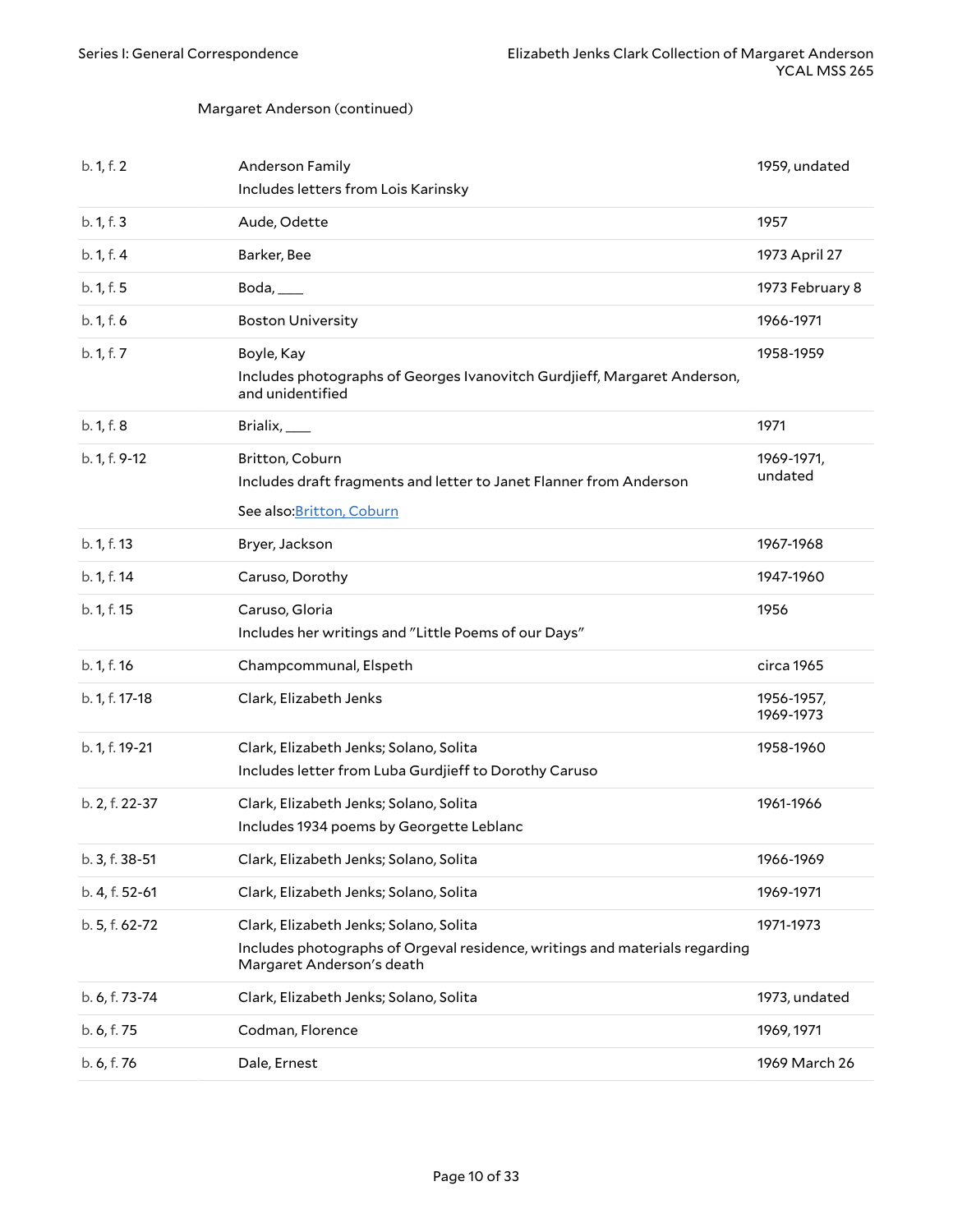Margaret Anderson (continued)

| | | |
|---|---|---|
| b. 1, f. 2 | Anderson Family<br>Includes letters from Lois Karinsky | 1959, undated |
| b. 1, f. 3 | Aude, Odette | 1957 |
| b. 1, f. 4 | Barker, Bee | 1973 April 27 |
| b. 1, f. 5 | Boda, ____ | 1973 February 8 |
| b. 1, f. 6 | Boston University | 1966-1971 |
| b. 1, f. 7 | Boyle, Kay<br>Includes photographs of Georges Ivanovitch Gurdjieff, Margaret Anderson, and unidentified | 1958-1959 |
| b. 1, f. 8 | Brialix, ____ | 1971 |
| b. 1, f. 9-12 | Britton, Coburn<br>Includes draft fragments and letter to Janet Flanner from Anderson<br>See also: Britton, Coburn | 1969-1971, undated |
| b. 1, f. 13 | Bryer, Jackson | 1967-1968 |
| b. 1, f. 14 | Caruso, Dorothy | 1947-1960 |
| b. 1, f. 15 | Caruso, Gloria<br>Includes her writings and "Little Poems of our Days" | 1956 |
| b. 1, f. 16 | Champcommunal, Elspeth | circa 1965 |
| b. 1, f. 17-18 | Clark, Elizabeth Jenks | 1956-1957, 1969-1973 |
| b. 1, f. 19-21 | Clark, Elizabeth Jenks; Solano, Solita<br>Includes letter from Luba Gurdjieff to Dorothy Caruso | 1958-1960 |
| b. 2, f. 22-37 | Clark, Elizabeth Jenks; Solano, Solita<br>Includes 1934 poems by Georgette Leblanc | 1961-1966 |
| b. 3, f. 38-51 | Clark, Elizabeth Jenks; Solano, Solita | 1966-1969 |
| b. 4, f. 52-61 | Clark, Elizabeth Jenks; Solano, Solita | 1969-1971 |
| b. 5, f. 62-72 | Clark, Elizabeth Jenks; Solano, Solita<br>Includes photographs of Orgeval residence, writings and materials regarding Margaret Anderson's death | 1971-1973 |
| b. 6, f. 73-74 | Clark, Elizabeth Jenks; Solano, Solita | 1973, undated |
| b. 6, f. 75 | Codman, Florence | 1969, 1971 |
| b. 6, f. 76 | Dale, Ernest | 1969 March 26 |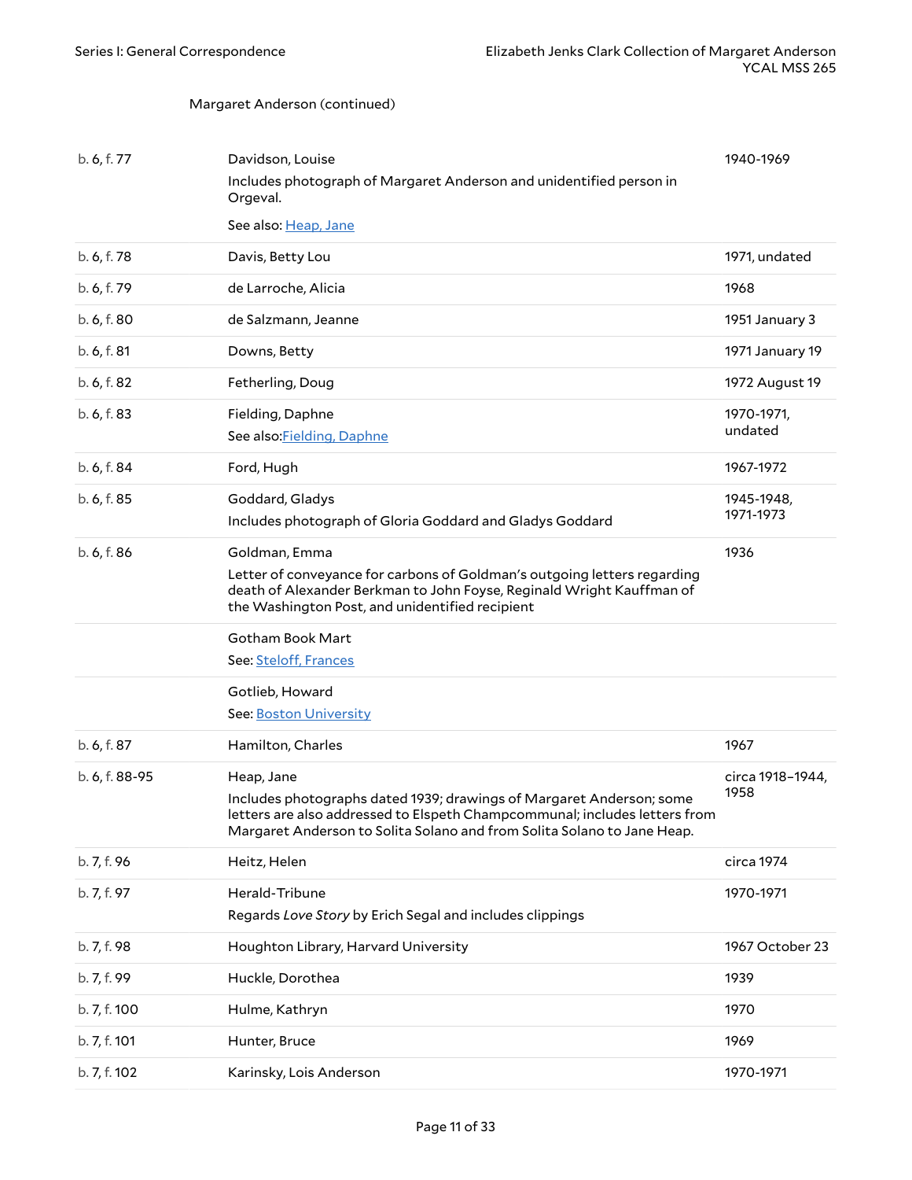Margaret Anderson (continued)

| | | |
|---|---|---|
| b. 6, f. 77 | Davidson, Louise<br>Includes photograph of Margaret Anderson and unidentified person in Orgeval.<br>See also: Heap, Jane | 1940-1969 |
| b. 6, f. 78 | Davis, Betty Lou | 1971, undated |
| b. 6, f. 79 | de Larroche, Alicia | 1968 |
| b. 6, f. 80 | de Salzmann, Jeanne | 1951 January 3 |
| b. 6, f. 81 | Downs, Betty | 1971 January 19 |
| b. 6, f. 82 | Fetherling, Doug | 1972 August 19 |
| b. 6, f. 83 | Fielding, Daphne<br>See also:Fielding, Daphne | 1970-1971, undated |
| b. 6, f. 84 | Ford, Hugh | 1967-1972 |
| b. 6, f. 85 | Goddard, Gladys<br>Includes photograph of Gloria Goddard and Gladys Goddard | 1945-1948, 1971-1973 |
| b. 6, f. 86 | Goldman, Emma<br>Letter of conveyance for carbons of Goldman's outgoing letters regarding death of Alexander Berkman to John Foyse, Reginald Wright Kauffman of the Washington Post, and unidentified recipient | 1936 |
| | Gotham Book Mart<br>See: Steloff, Frances | |
| | Gotlieb, Howard<br>See: Boston University | |
| b. 6, f. 87 | Hamilton, Charles | 1967 |
| b. 6, f. 88-95 | Heap, Jane<br>Includes photographs dated 1939; drawings of Margaret Anderson; some letters are also addressed to Elspeth Champcommunal; includes letters from Margaret Anderson to Solita Solano and from Solita Solano to Jane Heap. | circa 1918–1944, 1958 |
| b. 7, f. 96 | Heitz, Helen | circa 1974 |
| b. 7, f. 97 | Herald-Tribune<br>Regards *Love Story* by Erich Segal and includes clippings | 1970-1971 |
| b. 7, f. 98 | Houghton Library, Harvard University | 1967 October 23 |
| b. 7, f. 99 | Huckle, Dorothea | 1939 |
| b. 7, f. 100 | Hulme, Kathryn | 1970 |
| b. 7, f. 101 | Hunter, Bruce | 1969 |
| b. 7, f. 102 | Karinsky, Lois Anderson | 1970-1971 |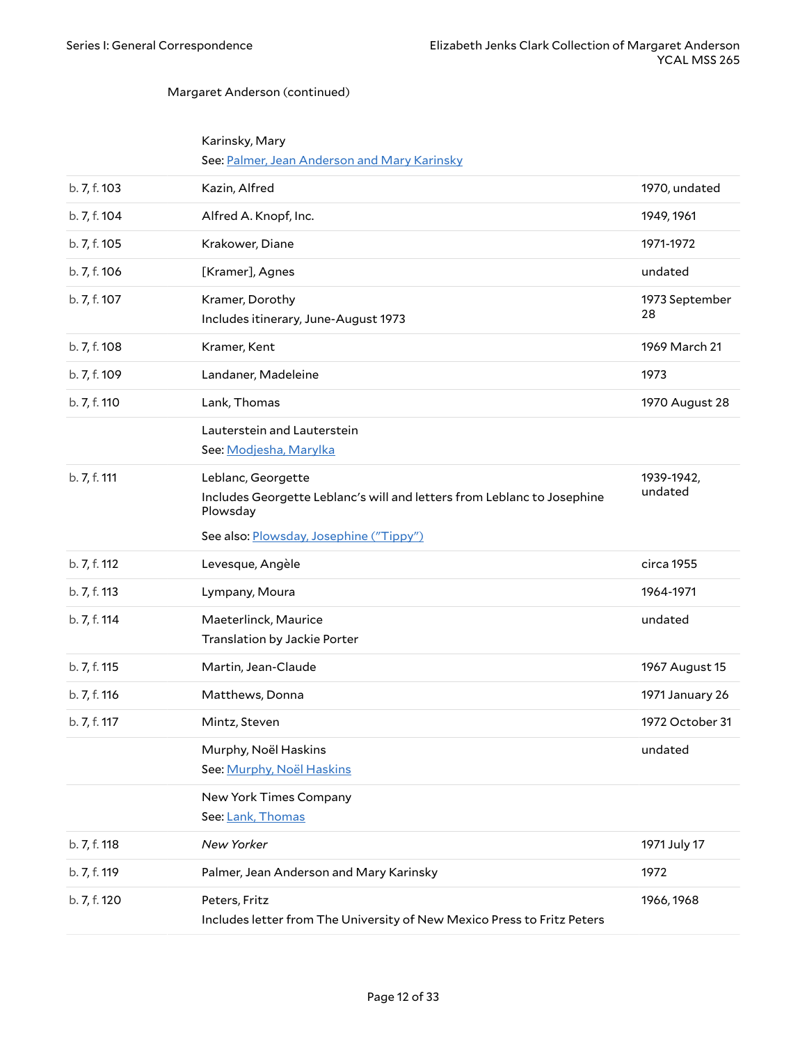Margaret Anderson (continued)

| Box/Folder | Title | Date |
|---|---|---|
| | Karinsky, Mary<br>See: Palmer, Jean Anderson and Mary Karinsky | |
| b. 7, f. 103 | Kazin, Alfred | 1970, undated |
| b. 7, f. 104 | Alfred A. Knopf, Inc. | 1949, 1961 |
| b. 7, f. 105 | Krakower, Diane | 1971-1972 |
| b. 7, f. 106 | [Kramer], Agnes | undated |
| b. 7, f. 107 | Kramer, Dorothy<br>Includes itinerary, June-August 1973 | 1973 September 28 |
| b. 7, f. 108 | Kramer, Kent | 1969 March 21 |
| b. 7, f. 109 | Landaner, Madeleine | 1973 |
| b. 7, f. 110 | Lank, Thomas | 1970 August 28 |
| | Lauterstein and Lauterstein<br>See: Modjesha, Marylka | |
| b. 7, f. 111 | Leblanc, Georgette<br>Includes Georgette Leblanc's will and letters from Leblanc to Josephine Plowsday<br>See also: Plowsday, Josephine ("Tippy") | 1939-1942, undated |
| b. 7, f. 112 | Levesque, Angèle | circa 1955 |
| b. 7, f. 113 | Lympany, Moura | 1964-1971 |
| b. 7, f. 114 | Maeterlinck, Maurice<br>Translation by Jackie Porter | undated |
| b. 7, f. 115 | Martin, Jean-Claude | 1967 August 15 |
| b. 7, f. 116 | Matthews, Donna | 1971 January 26 |
| b. 7, f. 117 | Mintz, Steven | 1972 October 31 |
| | Murphy, Noël Haskins<br>See: Murphy, Noël Haskins | undated |
| | New York Times Company<br>See: Lank, Thomas | |
| b. 7, f. 118 | *New Yorker* | 1971 July 17 |
| b. 7, f. 119 | Palmer, Jean Anderson and Mary Karinsky | 1972 |
| b. 7, f. 120 | Peters, Fritz<br>Includes letter from The University of New Mexico Press to Fritz Peters | 1966, 1968 |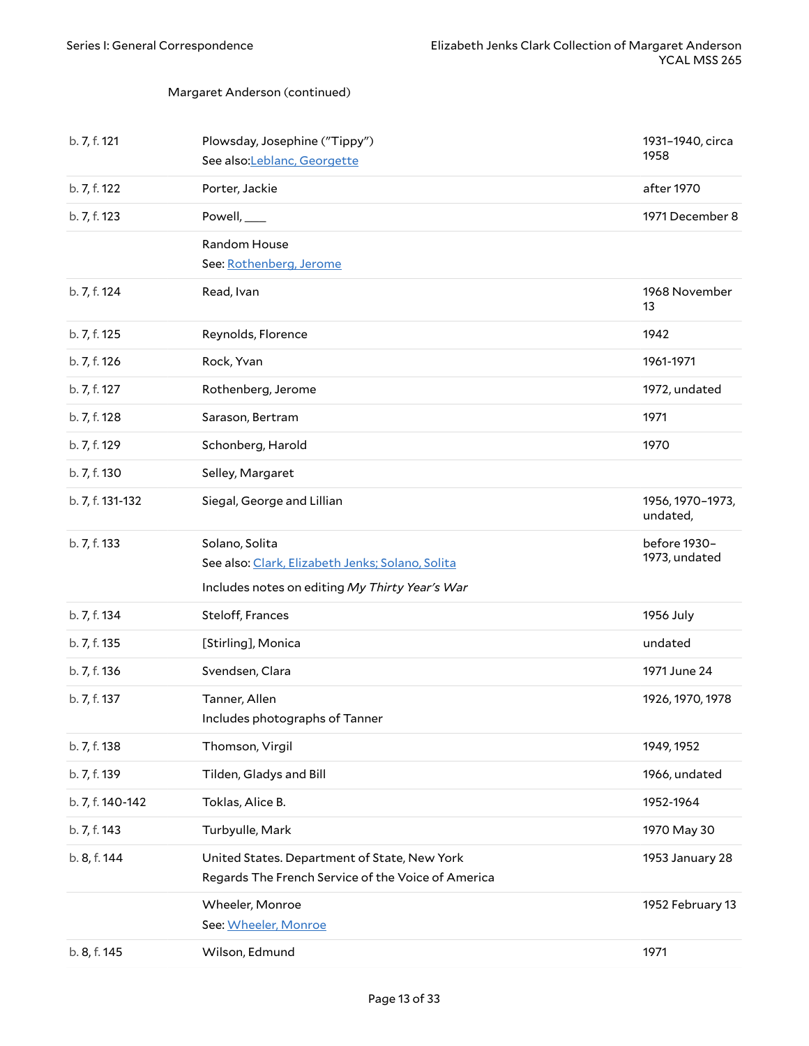Margaret Anderson (continued)

| | | |
|---|---|---|
| b. 7, f. 121 | Plowsday, Josephine ("Tippy")<br>See also:Leblanc, Georgette | 1931–1940, circa 1958 |
| b. 7, f. 122 | Porter, Jackie | after 1970 |
| b. 7, f. 123 | Powell, ____ | 1971 December 8 |
| | Random House<br>See: Rothenberg, Jerome | |
| b. 7, f. 124 | Read, Ivan | 1968 November 13 |
| b. 7, f. 125 | Reynolds, Florence | 1942 |
| b. 7, f. 126 | Rock, Yvan | 1961-1971 |
| b. 7, f. 127 | Rothenberg, Jerome | 1972, undated |
| b. 7, f. 128 | Sarason, Bertram | 1971 |
| b. 7, f. 129 | Schonberg, Harold | 1970 |
| b. 7, f. 130 | Selley, Margaret | |
| b. 7, f. 131-132 | Siegal, George and Lillian | 1956, 1970–1973, undated, |
| b. 7, f. 133 | Solano, Solita<br>See also: Clark, Elizabeth Jenks; Solano, Solita<br>Includes notes on editing *My Thirty Year's War* | before 1930–1973, undated |
| b. 7, f. 134 | Steloff, Frances | 1956 July |
| b. 7, f. 135 | [Stirling], Monica | undated |
| b. 7, f. 136 | Svendsen, Clara | 1971 June 24 |
| b. 7, f. 137 | Tanner, Allen<br>Includes photographs of Tanner | 1926, 1970, 1978 |
| b. 7, f. 138 | Thomson, Virgil | 1949, 1952 |
| b. 7, f. 139 | Tilden, Gladys and Bill | 1966, undated |
| b. 7, f. 140-142 | Toklas, Alice B. | 1952-1964 |
| b. 7, f. 143 | Turbyulle, Mark | 1970 May 30 |
| b. 8, f. 144 | United States. Department of State, New York<br>Regards The French Service of the Voice of America | 1953 January 28 |
| | Wheeler, Monroe<br>See: Wheeler, Monroe | 1952 February 13 |
| b. 8, f. 145 | Wilson, Edmund | 1971 |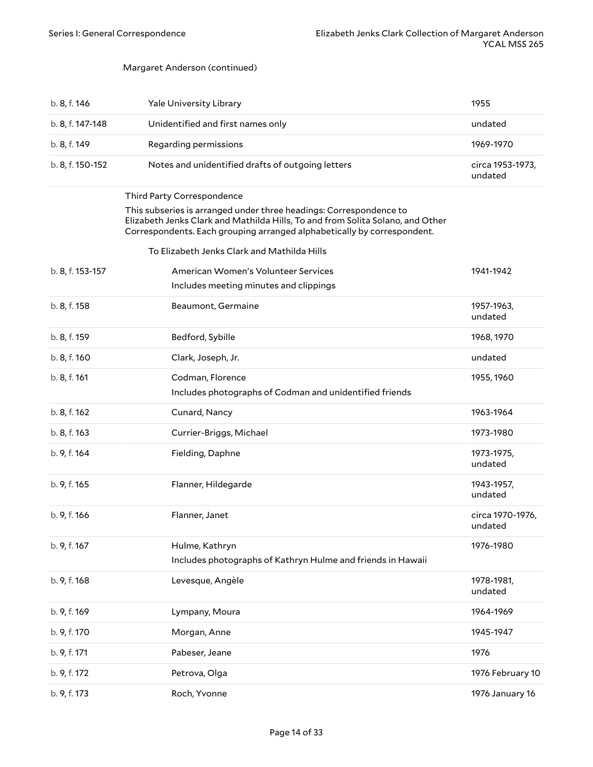Margaret Anderson (continued)

| | | |
|---|---|---|
| b. 8, f. 146 | Yale University Library | 1955 |
| b. 8, f. 147-148 | Unidentified and first names only | undated |
| b. 8, f. 149 | Regarding permissions | 1969-1970 |
| b. 8, f. 150-152 | Notes and unidentified drafts of outgoing letters | circa 1953-1973, undated |

Third Party Correspondence

This subseries is arranged under three headings: Correspondence to Elizabeth Jenks Clark and Mathilda Hills, To and from Solita Solano, and Other Correspondents. Each grouping arranged alphabetically by correspondent.

To Elizabeth Jenks Clark and Mathilda Hills

| | | |
|---|---|---|
| b. 8, f. 153-157 | American Women's Volunteer Services<br>Includes meeting minutes and clippings | 1941-1942 |
| b. 8, f. 158 | Beaumont, Germaine | 1957-1963, undated |
| b. 8, f. 159 | Bedford, Sybille | 1968, 1970 |
| b. 8, f. 160 | Clark, Joseph, Jr. | undated |
| b. 8, f. 161 | Codman, Florence<br>Includes photographs of Codman and unidentified friends | 1955, 1960 |
| b. 8, f. 162 | Cunard, Nancy | 1963-1964 |
| b. 8, f. 163 | Currier-Briggs, Michael | 1973-1980 |
| b. 9, f. 164 | Fielding, Daphne | 1973-1975, undated |
| b. 9, f. 165 | Flanner, Hildegarde | 1943-1957, undated |
| b. 9, f. 166 | Flanner, Janet | circa 1970-1976, undated |
| b. 9, f. 167 | Hulme, Kathryn<br>Includes photographs of Kathryn Hulme and friends in Hawaii | 1976-1980 |
| b. 9, f. 168 | Levesque, Angèle | 1978-1981, undated |
| b. 9, f. 169 | Lympany, Moura | 1964-1969 |
| b. 9, f. 170 | Morgan, Anne | 1945-1947 |
| b. 9, f. 171 | Pabeser, Jeane | 1976 |
| b. 9, f. 172 | Petrova, Olga | 1976 February 10 |
| b. 9, f. 173 | Roch, Yvonne | 1976 January 16 |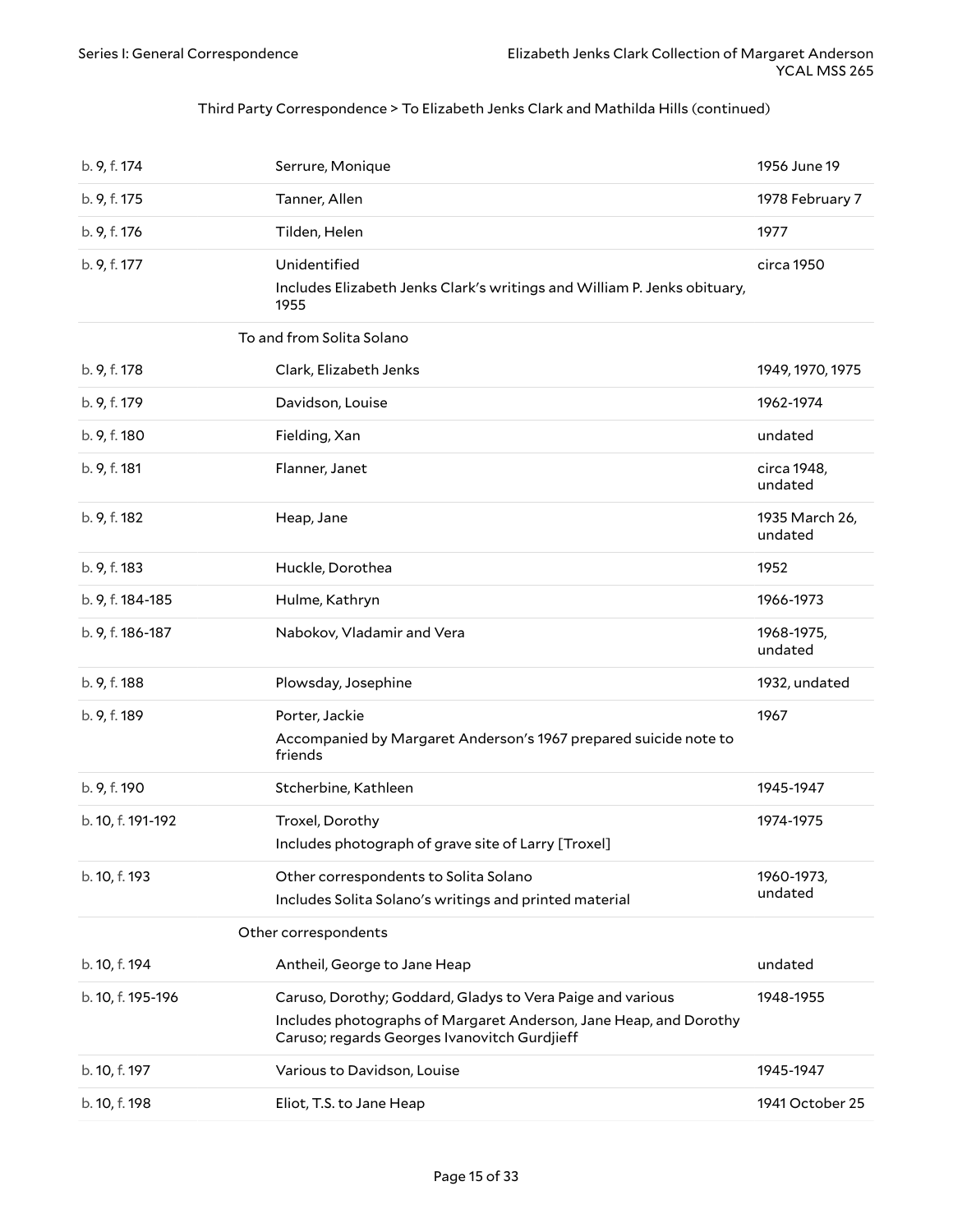Third Party Correspondence > To Elizabeth Jenks Clark and Mathilda Hills (continued)

| | | |
|---|---|---|
| b. 9, f. 174 | Serrure, Monique | 1956 June 19 |
| b. 9, f. 175 | Tanner, Allen | 1978 February 7 |
| b. 9, f. 176 | Tilden, Helen | 1977 |
| b. 9, f. 177 | Unidentified<br>Includes Elizabeth Jenks Clark's writings and William P. Jenks obituary, 1955 | circa 1950 |

To and from Solita Solano

| | | |
|---|---|---|
| b. 9, f. 178 | Clark, Elizabeth Jenks | 1949, 1970, 1975 |
| b. 9, f. 179 | Davidson, Louise | 1962-1974 |
| b. 9, f. 180 | Fielding, Xan | undated |
| b. 9, f. 181 | Flanner, Janet | circa 1948, undated |
| b. 9, f. 182 | Heap, Jane | 1935 March 26, undated |
| b. 9, f. 183 | Huckle, Dorothea | 1952 |
| b. 9, f. 184-185 | Hulme, Kathryn | 1966-1973 |
| b. 9, f. 186-187 | Nabokov, Vladamir and Vera | 1968-1975, undated |
| b. 9, f. 188 | Plowsday, Josephine | 1932, undated |
| b. 9, f. 189 | Porter, Jackie<br>Accompanied by Margaret Anderson's 1967 prepared suicide note to friends | 1967 |
| b. 9, f. 190 | Stcherbine, Kathleen | 1945-1947 |
| b. 10, f. 191-192 | Troxel, Dorothy<br>Includes photograph of grave site of Larry [Troxel] | 1974-1975 |
| b. 10, f. 193 | Other correspondents to Solita Solano<br>Includes Solita Solano's writings and printed material | 1960-1973, undated |

Other correspondents

| | | |
|---|---|---|
| b. 10, f. 194 | Antheil, George to Jane Heap | undated |
| b. 10, f. 195-196 | Caruso, Dorothy; Goddard, Gladys to Vera Paige and various<br>Includes photographs of Margaret Anderson, Jane Heap, and Dorothy Caruso; regards Georges Ivanovitch Gurdjieff | 1948-1955 |
| b. 10, f. 197 | Various to Davidson, Louise | 1945-1947 |
| b. 10, f. 198 | Eliot, T.S. to Jane Heap | 1941 October 25 |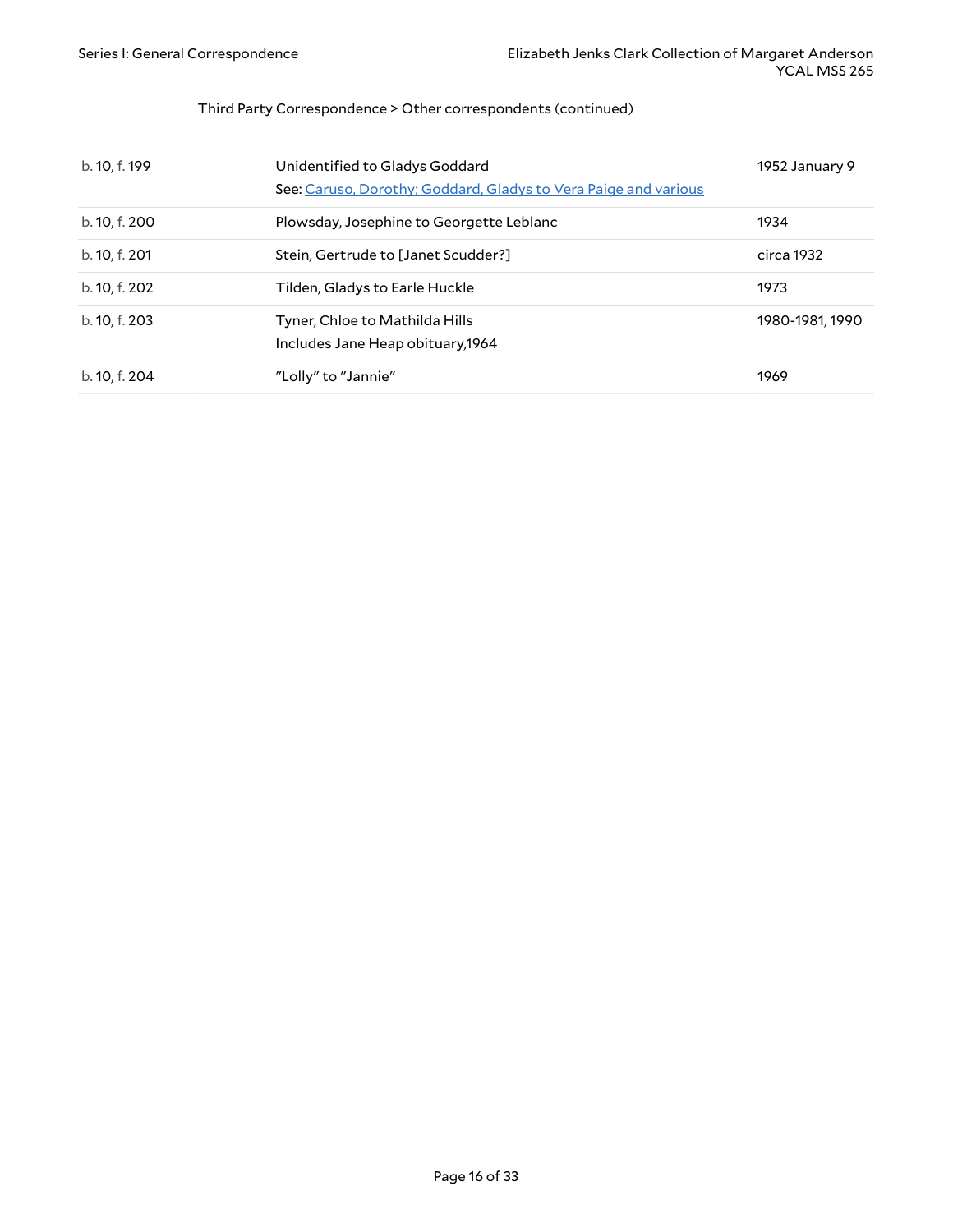Third Party Correspondence > Other correspondents (continued)

| | | |
|---|---|---|
| b. 10, f. 199 | Unidentified to Gladys Goddard<br>See: Caruso, Dorothy; Goddard, Gladys to Vera Paige and various | 1952 January 9 |
| b. 10, f. 200 | Plowsday, Josephine to Georgette Leblanc | 1934 |
| b. 10, f. 201 | Stein, Gertrude to [Janet Scudder?] | circa 1932 |
| b. 10, f. 202 | Tilden, Gladys to Earle Huckle | 1973 |
| b. 10, f. 203 | Tyner, Chloe to Mathilda Hills<br>Includes Jane Heap obituary,1964 | 1980-1981, 1990 |
| b. 10, f. 204 | "Lolly" to "Jannie" | 1969 |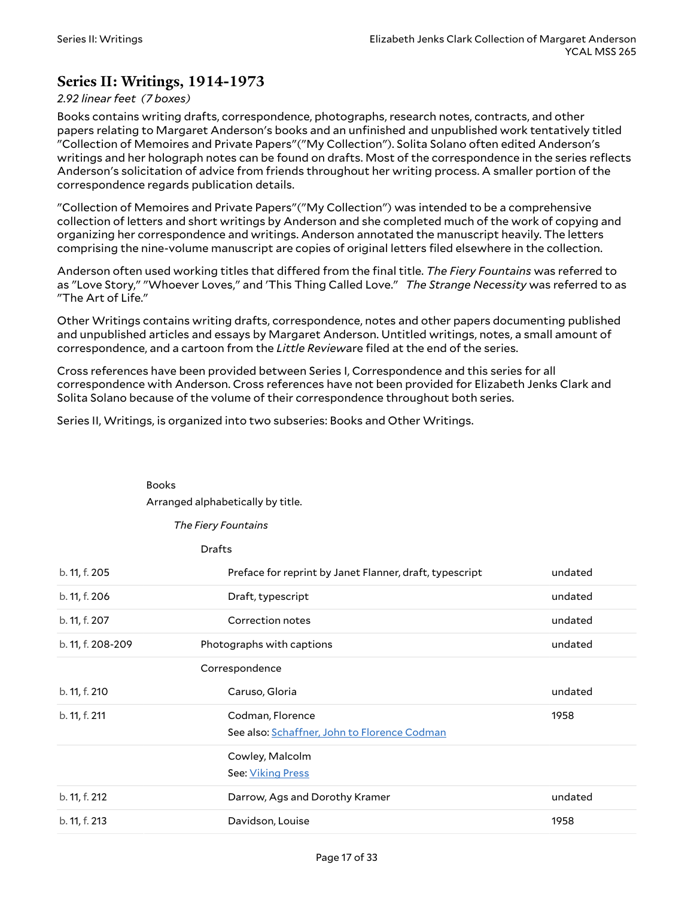## Series II: Writings, 1914-1973

*2.92 linear feet (7 boxes)*

Books contains writing drafts, correspondence, photographs, research notes, contracts, and other papers relating to Margaret Anderson's books and an unfinished and unpublished work tentatively titled "Collection of Memoires and Private Papers"("My Collection"). Solita Solano often edited Anderson's writings and her holograph notes can be found on drafts. Most of the correspondence in the series reflects Anderson's solicitation of advice from friends throughout her writing process. A smaller portion of the correspondence regards publication details.

"Collection of Memoires and Private Papers"("My Collection") was intended to be a comprehensive collection of letters and short writings by Anderson and she completed much of the work of copying and organizing her correspondence and writings. Anderson annotated the manuscript heavily. The letters comprising the nine-volume manuscript are copies of original letters filed elsewhere in the collection.

Anderson often used working titles that differed from the final title. *The Fiery Fountains* was referred to as "Love Story," "Whoever Loves," and 'This Thing Called Love." *The Strange Necessity* was referred to as "The Art of Life."

Other Writings contains writing drafts, correspondence, notes and other papers documenting published and unpublished articles and essays by Margaret Anderson. Untitled writings, notes, a small amount of correspondence, and a cartoon from the *Little Review*are filed at the end of the series.

Cross references have been provided between Series I, Correspondence and this series for all correspondence with Anderson. Cross references have not been provided for Elizabeth Jenks Clark and Solita Solano because of the volume of their correspondence throughout both series.

Series II, Writings, is organized into two subseries: Books and Other Writings.

Books

Arranged alphabetically by title.

*The Fiery Fountains*

Drafts

| Location | Description | Date |
|---|---|---|
| b. 11, f. 205 | Preface for reprint by Janet Flanner, draft, typescript | undated |
| b. 11, f. 206 | Draft, typescript | undated |
| b. 11, f. 207 | Correction notes | undated |
| b. 11, f. 208-209 | Photographs with captions | undated |
| | Correspondence | |
| b. 11, f. 210 | Caruso, Gloria | undated |
| b. 11, f. 211 | Codman, Florence<br>See also: Schaffner, John to Florence Codman | 1958 |
| | Cowley, Malcolm<br>See: Viking Press | |
| b. 11, f. 212 | Darrow, Ags and Dorothy Kramer | undated |
| b. 11, f. 213 | Davidson, Louise | 1958 |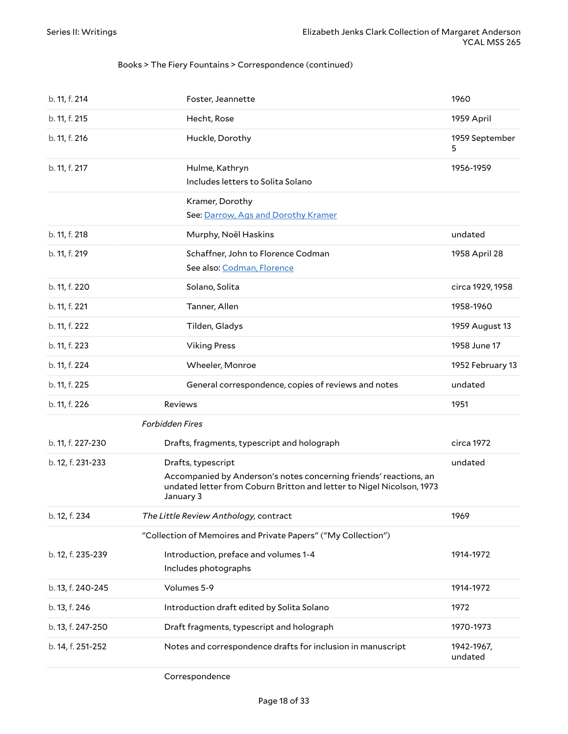Books > The Fiery Fountains > Correspondence (continued)

| | | |
|---|---|---|
| b. 11, f. 214 | Foster, Jeannette | 1960 |
| b. 11, f. 215 | Hecht, Rose | 1959 April |
| b. 11, f. 216 | Huckle, Dorothy | 1959 September 5 |
| b. 11, f. 217 | Hulme, Kathryn<br>Includes letters to Solita Solano | 1956-1959 |
| | Kramer, Dorothy<br>See: Darrow, Ags and Dorothy Kramer | |
| b. 11, f. 218 | Murphy, Noël Haskins | undated |
| b. 11, f. 219 | Schaffner, John to Florence Codman<br>See also: Codman, Florence | 1958 April 28 |
| b. 11, f. 220 | Solano, Solita | circa 1929, 1958 |
| b. 11, f. 221 | Tanner, Allen | 1958-1960 |
| b. 11, f. 222 | Tilden, Gladys | 1959 August 13 |
| b. 11, f. 223 | Viking Press | 1958 June 17 |
| b. 11, f. 224 | Wheeler, Monroe | 1952 February 13 |
| b. 11, f. 225 | General correspondence, copies of reviews and notes | undated |
| b. 11, f. 226 | Reviews | 1951 |
| | *Forbidden Fires* | |
| b. 11, f. 227-230 | Drafts, fragments, typescript and holograph | circa 1972 |
| b. 12, f. 231-233 | Drafts, typescript<br>Accompanied by Anderson's notes concerning friends' reactions, an undated letter from Coburn Britton and letter to Nigel Nicolson, 1973 January 3 | undated |
| b. 12, f. 234 | *The Little Review Anthology*, contract | 1969 |
| | "Collection of Memoires and Private Papers" ("My Collection") | |
| b. 12, f. 235-239 | Introduction, preface and volumes 1-4<br>Includes photographs | 1914-1972 |
| b. 13, f. 240-245 | Volumes 5-9 | 1914-1972 |
| b. 13, f. 246 | Introduction draft edited by Solita Solano | 1972 |
| b. 13, f. 247-250 | Draft fragments, typescript and holograph | 1970-1973 |
| b. 14, f. 251-252 | Notes and correspondence drafts for inclusion in manuscript | 1942-1967, undated |
| | Correspondence | |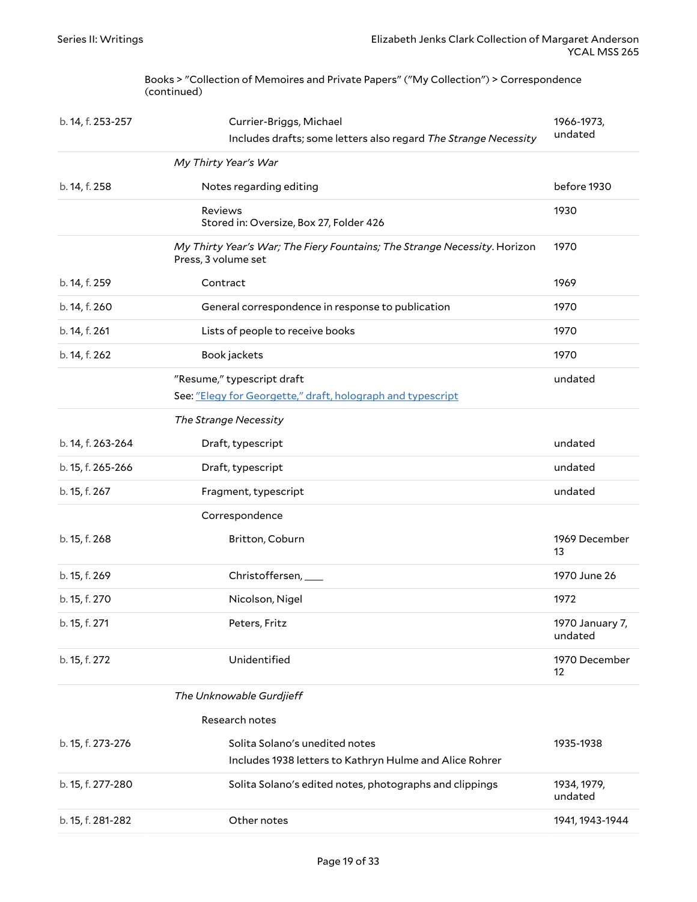Books > "Collection of Memoires and Private Papers" ("My Collection") > Correspondence (continued)

| Location | Description | Date |
|---|---|---|
| b. 14, f. 253-257 | Currier-Briggs, Michael<br>Includes drafts; some letters also regard *The Strange Necessity* | 1966-1973, undated |
| | *My Thirty Year's War* | |
| b. 14, f. 258 | Notes regarding editing | before 1930 |
| | Reviews<br>Stored in: Oversize, Box 27, Folder 426 | 1930 |
| | *My Thirty Year's War; The Fiery Fountains; The Strange Necessity*. Horizon Press, 3 volume set | 1970 |
| b. 14, f. 259 | Contract | 1969 |
| b. 14, f. 260 | General correspondence in response to publication | 1970 |
| b. 14, f. 261 | Lists of people to receive books | 1970 |
| b. 14, f. 262 | Book jackets | 1970 |
| | "Resume," typescript draft<br>See: "Elegy for Georgette," draft, holograph and typescript | undated |
| | *The Strange Necessity* | |
| b. 14, f. 263-264 | Draft, typescript | undated |
| b. 15, f. 265-266 | Draft, typescript | undated |
| b. 15, f. 267 | Fragment, typescript | undated |
| | Correspondence | |
| b. 15, f. 268 | Britton, Coburn | 1969 December 13 |
| b. 15, f. 269 | Christoffersen, ____ | 1970 June 26 |
| b. 15, f. 270 | Nicolson, Nigel | 1972 |
| b. 15, f. 271 | Peters, Fritz | 1970 January 7, undated |
| b. 15, f. 272 | Unidentified | 1970 December 12 |
| | *The Unknowable Gurdjieff* | |
| | Research notes | |
| b. 15, f. 273-276 | Solita Solano's unedited notes<br>Includes 1938 letters to Kathryn Hulme and Alice Rohrer | 1935-1938 |
| b. 15, f. 277-280 | Solita Solano's edited notes, photographs and clippings | 1934, 1979, undated |
| b. 15, f. 281-282 | Other notes | 1941, 1943-1944 |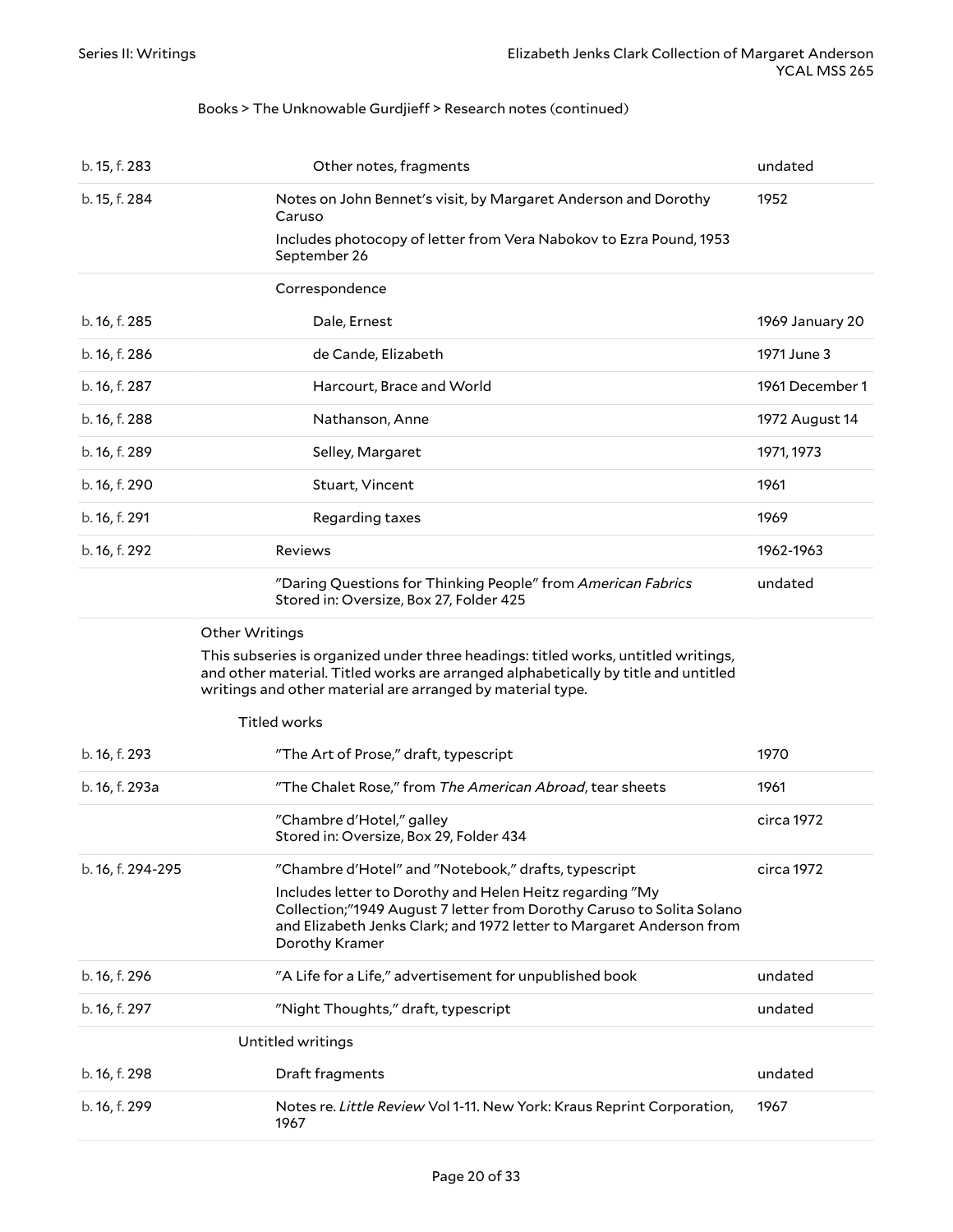Books > The Unknowable Gurdjieff > Research notes (continued)

| | | |
|---|---|---|
| b. 15, f. 283 | Other notes, fragments | undated |
| b. 15, f. 284 | Notes on John Bennet's visit, by Margaret Anderson and Dorothy Caruso<br>Includes photocopy of letter from Vera Nabokov to Ezra Pound, 1953 September 26 | 1952 |
| | Correspondence | |
| b. 16, f. 285 | Dale, Ernest | 1969 January 20 |
| b. 16, f. 286 | de Cande, Elizabeth | 1971 June 3 |
| b. 16, f. 287 | Harcourt, Brace and World | 1961 December 1 |
| b. 16, f. 288 | Nathanson, Anne | 1972 August 14 |
| b. 16, f. 289 | Selley, Margaret | 1971, 1973 |
| b. 16, f. 290 | Stuart, Vincent | 1961 |
| b. 16, f. 291 | Regarding taxes | 1969 |
| b. 16, f. 292 | Reviews | 1962-1963 |
| | "Daring Questions for Thinking People" from *American Fabrics*<br>Stored in: Oversize, Box 27, Folder 425 | undated |

Other Writings

This subseries is organized under three headings: titled works, untitled writings, and other material. Titled works are arranged alphabetically by title and untitled writings and other material are arranged by material type.

Titled works

| | | |
|---|---|---|
| b. 16, f. 293 | "The Art of Prose," draft, typescript | 1970 |
| b. 16, f. 293a | "The Chalet Rose," from *The American Abroad*, tear sheets | 1961 |
| | "Chambre d'Hotel," galley<br>Stored in: Oversize, Box 29, Folder 434 | circa 1972 |
| b. 16, f. 294-295 | "Chambre d'Hotel" and "Notebook," drafts, typescript<br>Includes letter to Dorothy and Helen Heitz regarding "My Collection;"1949 August 7 letter from Dorothy Caruso to Solita Solano and Elizabeth Jenks Clark; and 1972 letter to Margaret Anderson from Dorothy Kramer | circa 1972 |
| b. 16, f. 296 | "A Life for a Life," advertisement for unpublished book | undated |
| b. 16, f. 297 | "Night Thoughts," draft, typescript | undated |

Untitled writings

| | | |
|---|---|---|
| b. 16, f. 298 | Draft fragments | undated |
| b. 16, f. 299 | Notes re. *Little Review* Vol 1-11. New York: Kraus Reprint Corporation, 1967 | 1967 |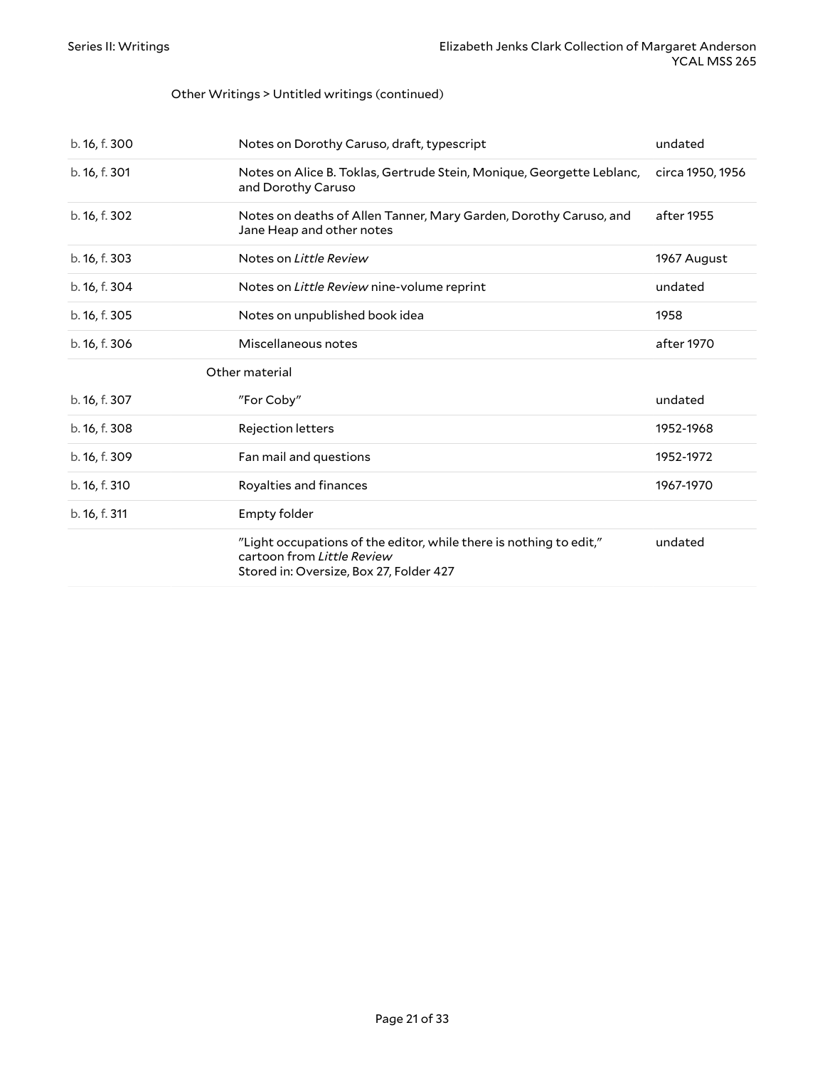Other Writings > Untitled writings (continued)

| | | |
|---|---|---|
| b. 16, f. 300 | Notes on Dorothy Caruso, draft, typescript | undated |
| b. 16, f. 301 | Notes on Alice B. Toklas, Gertrude Stein, Monique, Georgette Leblanc, and Dorothy Caruso | circa 1950, 1956 |
| b. 16, f. 302 | Notes on deaths of Allen Tanner, Mary Garden, Dorothy Caruso, and Jane Heap and other notes | after 1955 |
| b. 16, f. 303 | Notes on *Little Review* | 1967 August |
| b. 16, f. 304 | Notes on *Little Review* nine-volume reprint | undated |
| b. 16, f. 305 | Notes on unpublished book idea | 1958 |
| b. 16, f. 306 | Miscellaneous notes | after 1970 |

Other material

| | | |
|---|---|---|
| b. 16, f. 307 | "For Coby" | undated |
| b. 16, f. 308 | Rejection letters | 1952-1968 |
| b. 16, f. 309 | Fan mail and questions | 1952-1972 |
| b. 16, f. 310 | Royalties and finances | 1967-1970 |
| b. 16, f. 311 | Empty folder | |
| | "Light occupations of the editor, while there is nothing to edit," cartoon from *Little Review* Stored in: Oversize, Box 27, Folder 427 | undated |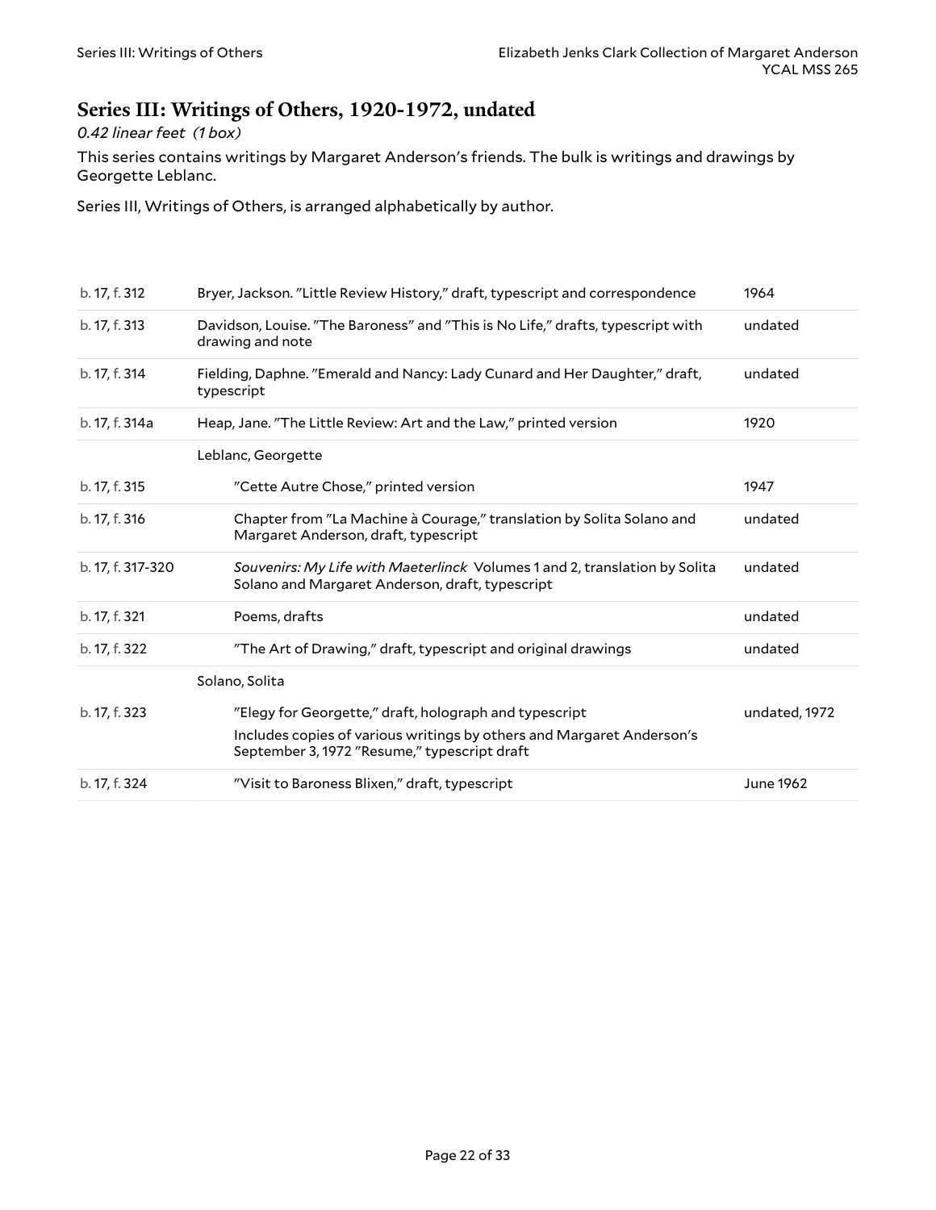## Series III: Writings of Others, 1920-1972, undated

*0.42 linear feet (1 box)*

This series contains writings by Margaret Anderson's friends. The bulk is writings and drawings by Georgette Leblanc.

Series III, Writings of Others, is arranged alphabetically by author.

| | | |
|---|---|---|
| b. 17, f. 312 | Bryer, Jackson. "Little Review History," draft, typescript and correspondence | 1964 |
| b. 17, f. 313 | Davidson, Louise. "The Baroness" and "This is No Life," drafts, typescript with drawing and note | undated |
| b. 17, f. 314 | Fielding, Daphne. "Emerald and Nancy: Lady Cunard and Her Daughter," draft, typescript | undated |
| b. 17, f. 314a | Heap, Jane. "The Little Review: Art and the Law," printed version | 1920 |
| | Leblanc, Georgette | |
| b. 17, f. 315 | "Cette Autre Chose," printed version | 1947 |
| b. 17, f. 316 | Chapter from "La Machine à Courage," translation by Solita Solano and Margaret Anderson, draft, typescript | undated |
| b. 17, f. 317-320 | *Souvenirs: My Life with Maeterlinck* Volumes 1 and 2, translation by Solita Solano and Margaret Anderson, draft, typescript | undated |
| b. 17, f. 321 | Poems, drafts | undated |
| b. 17, f. 322 | "The Art of Drawing," draft, typescript and original drawings | undated |
| | Solano, Solita | |
| b. 17, f. 323 | "Elegy for Georgette," draft, holograph and typescript<br>Includes copies of various writings by others and Margaret Anderson's September 3, 1972 "Resume," typescript draft | undated, 1972 |
| b. 17, f. 324 | "Visit to Baroness Blixen," draft, typescript | June 1962 |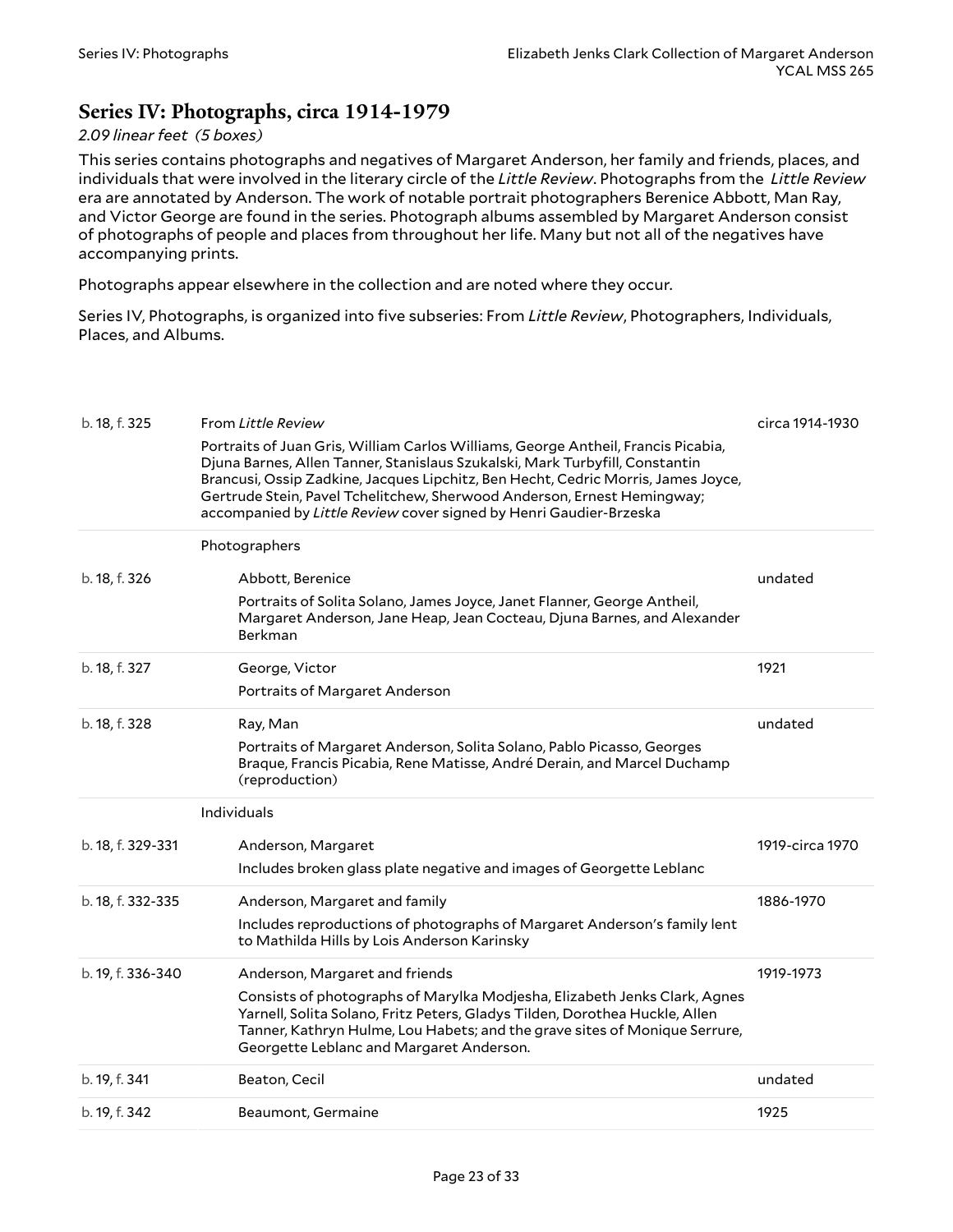## Series IV: Photographs, circa 1914-1979

*2.09 linear feet (5 boxes)*

This series contains photographs and negatives of Margaret Anderson, her family and friends, places, and individuals that were involved in the literary circle of the *Little Review*. Photographs from the *Little Review* era are annotated by Anderson. The work of notable portrait photographers Berenice Abbott, Man Ray, and Victor George are found in the series. Photograph albums assembled by Margaret Anderson consist of photographs of people and places from throughout her life. Many but not all of the negatives have accompanying prints.

Photographs appear elsewhere in the collection and are noted where they occur.

Series IV, Photographs, is organized into five subseries: From *Little Review*, Photographers, Individuals, Places, and Albums.

| Location | Description | Date |
|---|---|---|
| b. 18, f. 325 | From *Little Review*<br>Portraits of Juan Gris, William Carlos Williams, George Antheil, Francis Picabia, Djuna Barnes, Allen Tanner, Stanislaus Szukalski, Mark Turbyfill, Constantin Brancusi, Ossip Zadkine, Jacques Lipchitz, Ben Hecht, Cedric Morris, James Joyce, Gertrude Stein, Pavel Tchelitchew, Sherwood Anderson, Ernest Hemingway; accompanied by *Little Review* cover signed by Henri Gaudier-Brzeska | circa 1914-1930 |
| | Photographers | |
| b. 18, f. 326 | Abbott, Berenice<br>Portraits of Solita Solano, James Joyce, Janet Flanner, George Antheil, Margaret Anderson, Jane Heap, Jean Cocteau, Djuna Barnes, and Alexander Berkman | undated |
| b. 18, f. 327 | George, Victor<br>Portraits of Margaret Anderson | 1921 |
| b. 18, f. 328 | Ray, Man<br>Portraits of Margaret Anderson, Solita Solano, Pablo Picasso, Georges Braque, Francis Picabia, Rene Matisse, André Derain, and Marcel Duchamp (reproduction) | undated |
| | Individuals | |
| b. 18, f. 329-331 | Anderson, Margaret<br>Includes broken glass plate negative and images of Georgette Leblanc | 1919-circa 1970 |
| b. 18, f. 332-335 | Anderson, Margaret and family<br>Includes reproductions of photographs of Margaret Anderson's family lent to Mathilda Hills by Lois Anderson Karinsky | 1886-1970 |
| b. 19, f. 336-340 | Anderson, Margaret and friends<br>Consists of photographs of Marylka Modjesha, Elizabeth Jenks Clark, Agnes Yarnell, Solita Solano, Fritz Peters, Gladys Tilden, Dorothea Huckle, Allen Tanner, Kathryn Hulme, Lou Habets; and the grave sites of Monique Serrure, Georgette Leblanc and Margaret Anderson. | 1919-1973 |
| b. 19, f. 341 | Beaton, Cecil | undated |
| b. 19, f. 342 | Beaumont, Germaine | 1925 |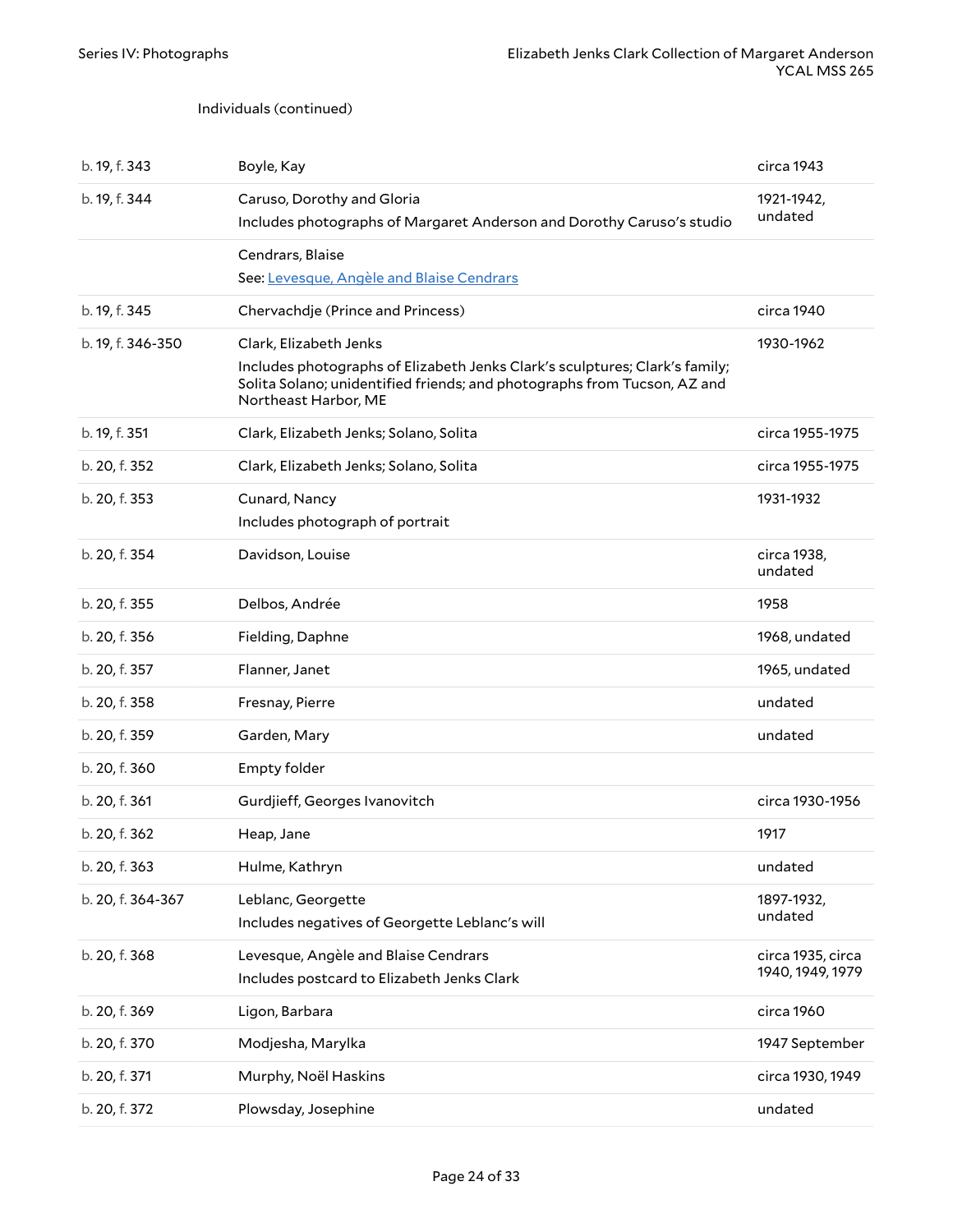Individuals (continued)

| | | |
|---|---|---|
| b. 19, f. 343 | Boyle, Kay | circa 1943 |
| b. 19, f. 344 | Caruso, Dorothy and Gloria<br>Includes photographs of Margaret Anderson and Dorothy Caruso's studio | 1921-1942, undated |
| | Cendrars, Blaise<br>See: Levesque, Angèle and Blaise Cendrars | |
| b. 19, f. 345 | Chervachdje (Prince and Princess) | circa 1940 |
| b. 19, f. 346-350 | Clark, Elizabeth Jenks<br>Includes photographs of Elizabeth Jenks Clark's sculptures; Clark's family; Solita Solano; unidentified friends; and photographs from Tucson, AZ and Northeast Harbor, ME | 1930-1962 |
| b. 19, f. 351 | Clark, Elizabeth Jenks; Solano, Solita | circa 1955-1975 |
| b. 20, f. 352 | Clark, Elizabeth Jenks; Solano, Solita | circa 1955-1975 |
| b. 20, f. 353 | Cunard, Nancy<br>Includes photograph of portrait | 1931-1932 |
| b. 20, f. 354 | Davidson, Louise | circa 1938, undated |
| b. 20, f. 355 | Delbos, Andrée | 1958 |
| b. 20, f. 356 | Fielding, Daphne | 1968, undated |
| b. 20, f. 357 | Flanner, Janet | 1965, undated |
| b. 20, f. 358 | Fresnay, Pierre | undated |
| b. 20, f. 359 | Garden, Mary | undated |
| b. 20, f. 360 | Empty folder | |
| b. 20, f. 361 | Gurdjieff, Georges Ivanovitch | circa 1930-1956 |
| b. 20, f. 362 | Heap, Jane | 1917 |
| b. 20, f. 363 | Hulme, Kathryn | undated |
| b. 20, f. 364-367 | Leblanc, Georgette<br>Includes negatives of Georgette Leblanc's will | 1897-1932, undated |
| b. 20, f. 368 | Levesque, Angèle and Blaise Cendrars<br>Includes postcard to Elizabeth Jenks Clark | circa 1935, circa 1940, 1949, 1979 |
| b. 20, f. 369 | Ligon, Barbara | circa 1960 |
| b. 20, f. 370 | Modjesha, Marylka | 1947 September |
| b. 20, f. 371 | Murphy, Noël Haskins | circa 1930, 1949 |
| b. 20, f. 372 | Plowsday, Josephine | undated |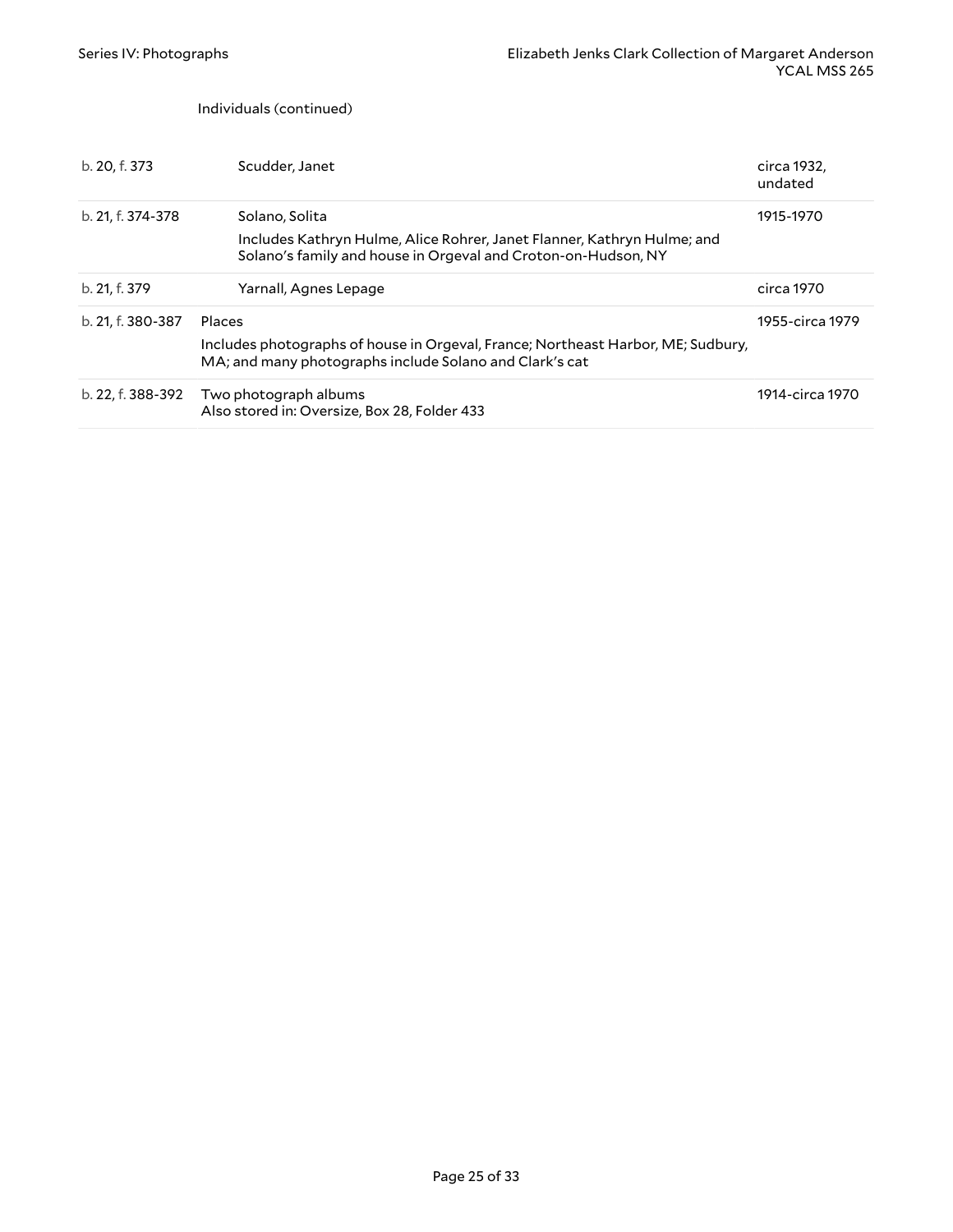Individuals (continued)

| | | |
|---|---|---|
| b. 20, f. 373 | Scudder, Janet | circa 1932, undated |
| b. 21, f. 374-378 | Solano, Solita<br><br>Includes Kathryn Hulme, Alice Rohrer, Janet Flanner, Kathryn Hulme; and Solano's family and house in Orgeval and Croton-on-Hudson, NY | 1915-1970 |
| b. 21, f. 379 | Yarnall, Agnes Lepage | circa 1970 |
| b. 21, f. 380-387 | Places<br><br>Includes photographs of house in Orgeval, France; Northeast Harbor, ME; Sudbury, MA; and many photographs include Solano and Clark's cat | 1955-circa 1979 |
| b. 22, f. 388-392 | Two photograph albums<br>Also stored in: Oversize, Box 28, Folder 433 | 1914-circa 1970 |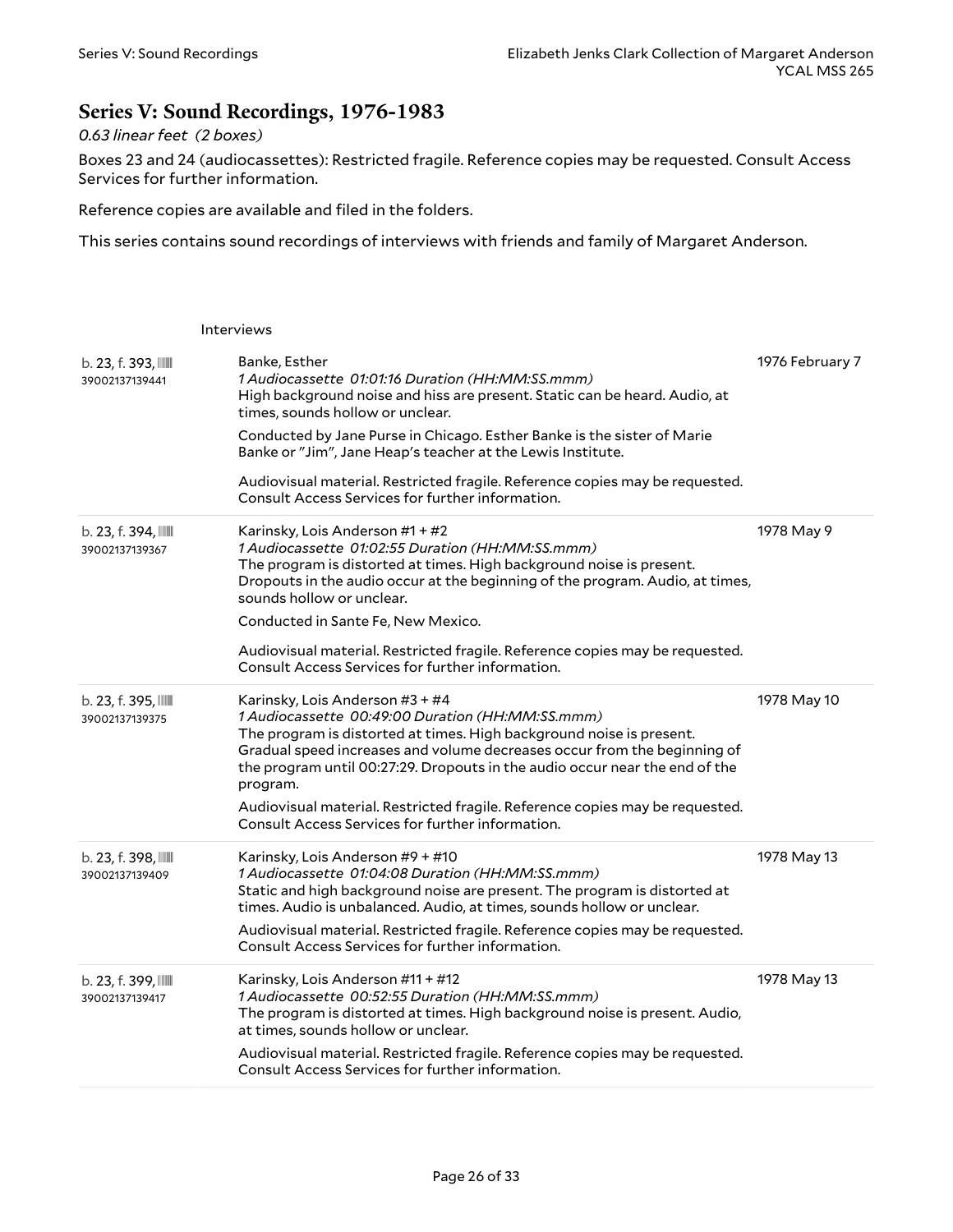## Series V: Sound Recordings, 1976-1983

*0.63 linear feet (2 boxes)*

Boxes 23 and 24 (audiocassettes): Restricted fragile. Reference copies may be requested. Consult Access Services for further information.

Reference copies are available and filed in the folders.

This series contains sound recordings of interviews with friends and family of Margaret Anderson.

Interviews

| Location | Description | Date |
| --- | --- | --- |
| b. 23, f. 393, 39002137139441 | Banke, Esther<br>*1 Audiocassette 01:01:16 Duration (HH:MM:SS.mmm)*<br>High background noise and hiss are present. Static can be heard. Audio, at times, sounds hollow or unclear.<br>Conducted by Jane Purse in Chicago. Esther Banke is the sister of Marie Banke or "Jim", Jane Heap's teacher at the Lewis Institute.<br>Audiovisual material. Restricted fragile. Reference copies may be requested. Consult Access Services for further information. | 1976 February 7 |
| b. 23, f. 394, 39002137139367 | Karinsky, Lois Anderson #1 + #2<br>*1 Audiocassette 01:02:55 Duration (HH:MM:SS.mmm)*<br>The program is distorted at times. High background noise is present. Dropouts in the audio occur at the beginning of the program. Audio, at times, sounds hollow or unclear.<br>Conducted in Sante Fe, New Mexico.<br>Audiovisual material. Restricted fragile. Reference copies may be requested. Consult Access Services for further information. | 1978 May 9 |
| b. 23, f. 395, 39002137139375 | Karinsky, Lois Anderson #3 + #4<br>*1 Audiocassette 00:49:00 Duration (HH:MM:SS.mmm)*<br>The program is distorted at times. High background noise is present. Gradual speed increases and volume decreases occur from the beginning of the program until 00:27:29. Dropouts in the audio occur near the end of the program.<br>Audiovisual material. Restricted fragile. Reference copies may be requested. Consult Access Services for further information. | 1978 May 10 |
| b. 23, f. 398, 39002137139409 | Karinsky, Lois Anderson #9 + #10<br>*1 Audiocassette 01:04:08 Duration (HH:MM:SS.mmm)*<br>Static and high background noise are present. The program is distorted at times. Audio is unbalanced. Audio, at times, sounds hollow or unclear.<br>Audiovisual material. Restricted fragile. Reference copies may be requested. Consult Access Services for further information. | 1978 May 13 |
| b. 23, f. 399, 39002137139417 | Karinsky, Lois Anderson #11 + #12<br>*1 Audiocassette 00:52:55 Duration (HH:MM:SS.mmm)*<br>The program is distorted at times. High background noise is present. Audio, at times, sounds hollow or unclear.<br>Audiovisual material. Restricted fragile. Reference copies may be requested. Consult Access Services for further information. | 1978 May 13 |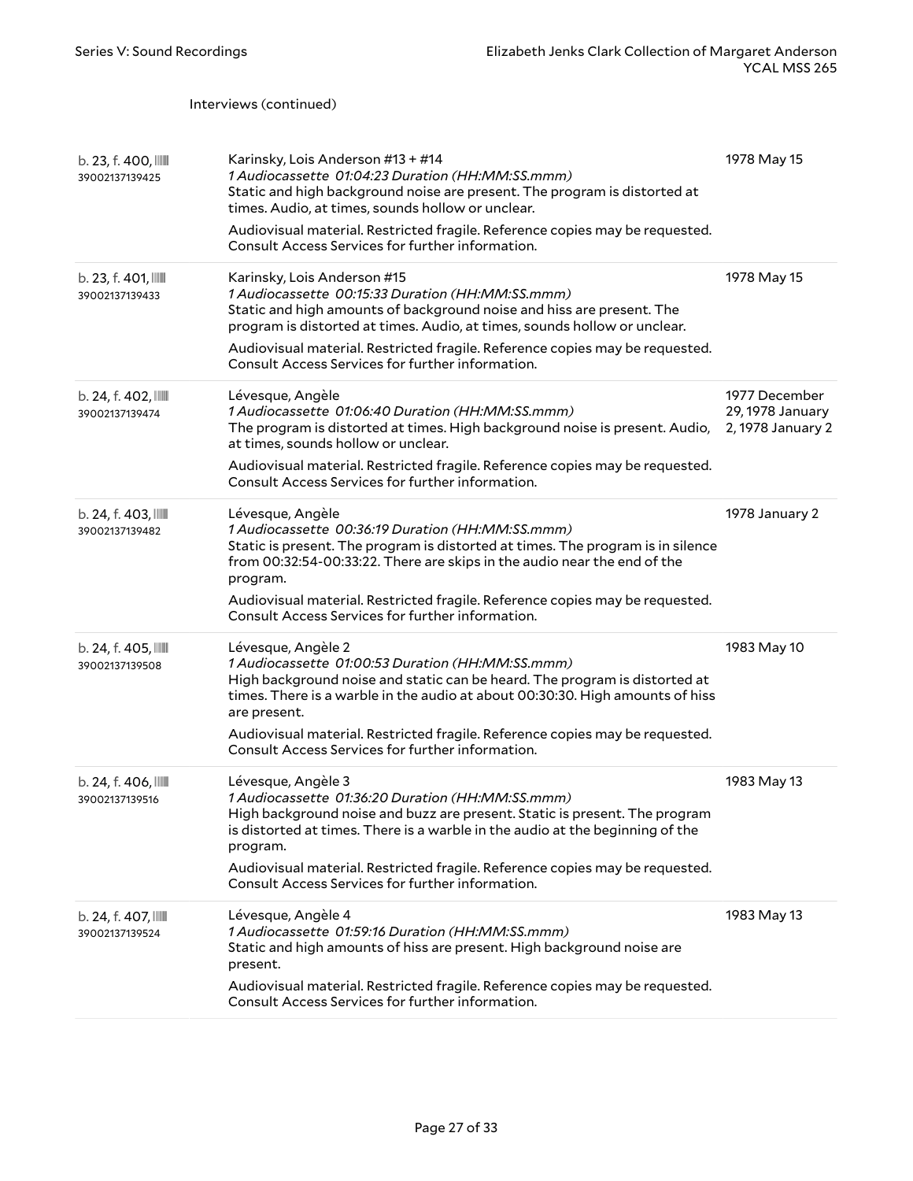Interviews (continued)

| | | |
|---|---|---|
| b. 23, f. 400, 39002137139425 | Karinsky, Lois Anderson #13 + #14<br>*1 Audiocassette 01:04:23 Duration (HH:MM:SS.mmm)*<br>Static and high background noise are present. The program is distorted at times. Audio, at times, sounds hollow or unclear.<br>Audiovisual material. Restricted fragile. Reference copies may be requested. Consult Access Services for further information. | 1978 May 15 |
| b. 23, f. 401, 39002137139433 | Karinsky, Lois Anderson #15<br>*1 Audiocassette 00:15:33 Duration (HH:MM:SS.mmm)*<br>Static and high amounts of background noise and hiss are present. The program is distorted at times. Audio, at times, sounds hollow or unclear.<br>Audiovisual material. Restricted fragile. Reference copies may be requested. Consult Access Services for further information. | 1978 May 15 |
| b. 24, f. 402, 39002137139474 | Lévesque, Angèle<br>*1 Audiocassette 01:06:40 Duration (HH:MM:SS.mmm)*<br>The program is distorted at times. High background noise is present. Audio, at times, sounds hollow or unclear.<br>Audiovisual material. Restricted fragile. Reference copies may be requested. Consult Access Services for further information. | 1977 December 29, 1978 January 2, 1978 January 2 |
| b. 24, f. 403, 39002137139482 | Lévesque, Angèle<br>*1 Audiocassette 00:36:19 Duration (HH:MM:SS.mmm)*<br>Static is present. The program is distorted at times. The program is in silence from 00:32:54-00:33:22. There are skips in the audio near the end of the program.<br>Audiovisual material. Restricted fragile. Reference copies may be requested. Consult Access Services for further information. | 1978 January 2 |
| b. 24, f. 405, 39002137139508 | Lévesque, Angèle 2<br>*1 Audiocassette 01:00:53 Duration (HH:MM:SS.mmm)*<br>High background noise and static can be heard. The program is distorted at times. There is a warble in the audio at about 00:30:30. High amounts of hiss are present.<br>Audiovisual material. Restricted fragile. Reference copies may be requested. Consult Access Services for further information. | 1983 May 10 |
| b. 24, f. 406, 39002137139516 | Lévesque, Angèle 3<br>*1 Audiocassette 01:36:20 Duration (HH:MM:SS.mmm)*<br>High background noise and buzz are present. Static is present. The program is distorted at times. There is a warble in the audio at the beginning of the program.<br>Audiovisual material. Restricted fragile. Reference copies may be requested. Consult Access Services for further information. | 1983 May 13 |
| b. 24, f. 407, 39002137139524 | Lévesque, Angèle 4<br>*1 Audiocassette 01:59:16 Duration (HH:MM:SS.mmm)*<br>Static and high amounts of hiss are present. High background noise are present.<br>Audiovisual material. Restricted fragile. Reference copies may be requested. Consult Access Services for further information. | 1983 May 13 |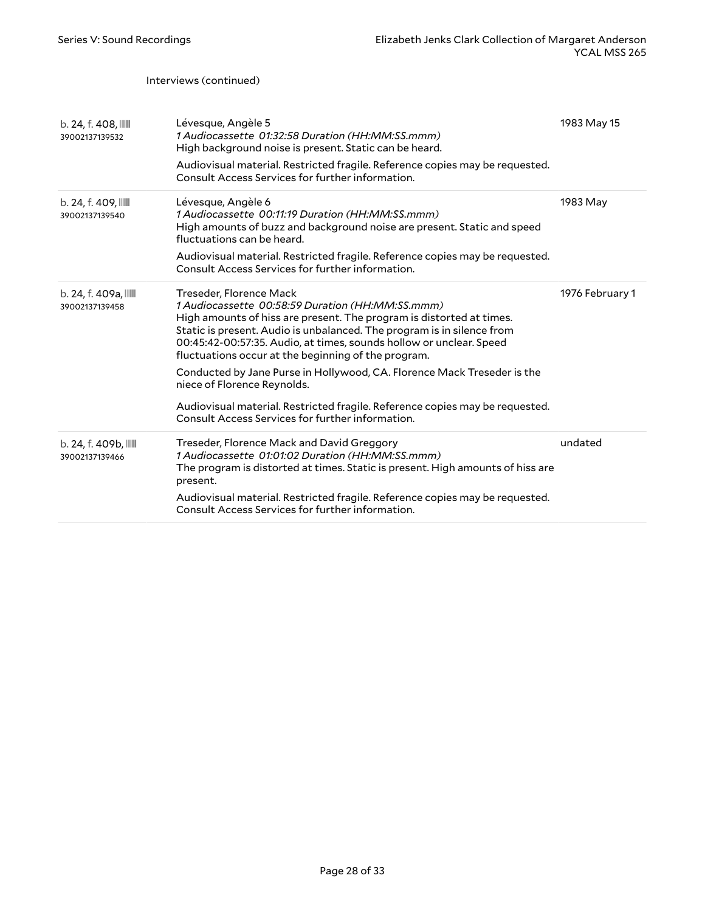Interviews (continued)

| | | |
|---|---|---|
| b. 24, f. 408, 39002137139532 | Lévesque, Angèle 5<br>*1 Audiocassette 01:32:58 Duration (HH:MM:SS.mmm)*<br>High background noise is present. Static can be heard.<br>Audiovisual material. Restricted fragile. Reference copies may be requested. Consult Access Services for further information. | 1983 May 15 |
| b. 24, f. 409, 39002137139540 | Lévesque, Angèle 6<br>*1 Audiocassette 00:11:19 Duration (HH:MM:SS.mmm)*<br>High amounts of buzz and background noise are present. Static and speed fluctuations can be heard.<br>Audiovisual material. Restricted fragile. Reference copies may be requested. Consult Access Services for further information. | 1983 May |
| b. 24, f. 409a, 39002137139458 | Treseder, Florence Mack<br>*1 Audiocassette 00:58:59 Duration (HH:MM:SS.mmm)*<br>High amounts of hiss are present. The program is distorted at times. Static is present. Audio is unbalanced. The program is in silence from 00:45:42-00:57:35. Audio, at times, sounds hollow or unclear. Speed fluctuations occur at the beginning of the program.<br>Conducted by Jane Purse in Hollywood, CA. Florence Mack Treseder is the niece of Florence Reynolds.<br>Audiovisual material. Restricted fragile. Reference copies may be requested. Consult Access Services for further information. | 1976 February 1 |
| b. 24, f. 409b, 39002137139466 | Treseder, Florence Mack and David Greggory<br>*1 Audiocassette 01:01:02 Duration (HH:MM:SS.mmm)*<br>The program is distorted at times. Static is present. High amounts of hiss are present.<br>Audiovisual material. Restricted fragile. Reference copies may be requested. Consult Access Services for further information. | undated |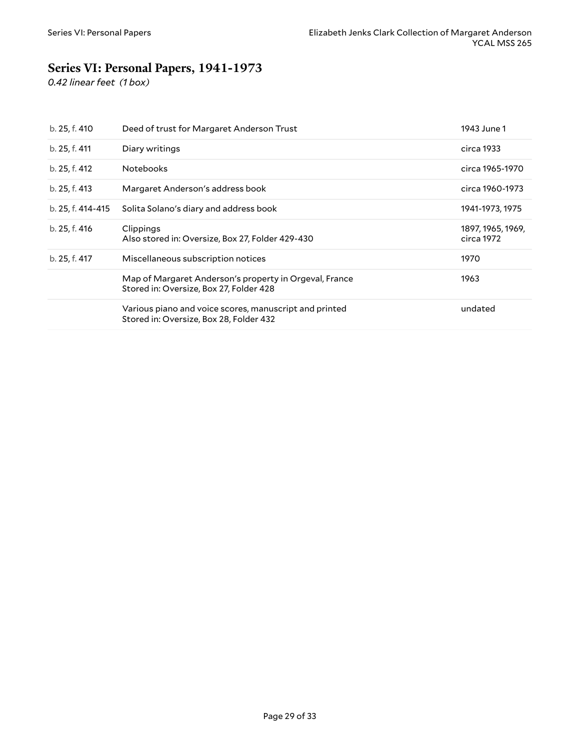## Series VI: Personal Papers, 1941-1973

*0.42 linear feet (1 box)*

| | | |
|---|---|---|
| b. 25, f. 410 | Deed of trust for Margaret Anderson Trust | 1943 June 1 |
| b. 25, f. 411 | Diary writings | circa 1933 |
| b. 25, f. 412 | Notebooks | circa 1965-1970 |
| b. 25, f. 413 | Margaret Anderson's address book | circa 1960-1973 |
| b. 25, f. 414-415 | Solita Solano's diary and address book | 1941-1973, 1975 |
| b. 25, f. 416 | Clippings<br>Also stored in: Oversize, Box 27, Folder 429-430 | 1897, 1965, 1969, circa 1972 |
| b. 25, f. 417 | Miscellaneous subscription notices | 1970 |
| | Map of Margaret Anderson's property in Orgeval, France<br>Stored in: Oversize, Box 27, Folder 428 | 1963 |
| | Various piano and voice scores, manuscript and printed<br>Stored in: Oversize, Box 28, Folder 432 | undated |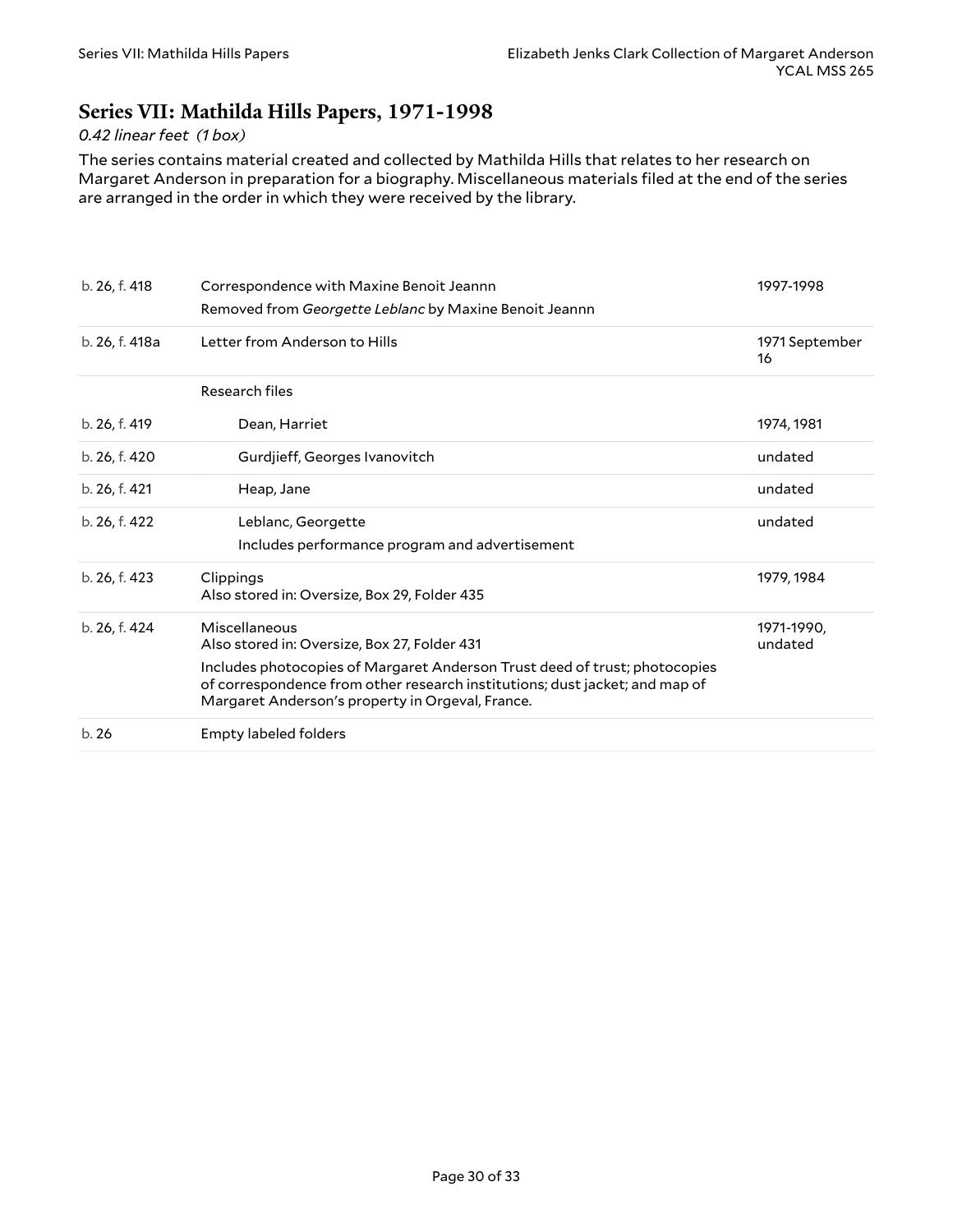## Series VII: Mathilda Hills Papers, 1971-1998

*0.42 linear feet (1 box)*

The series contains material created and collected by Mathilda Hills that relates to her research on Margaret Anderson in preparation for a biography. Miscellaneous materials filed at the end of the series are arranged in the order in which they were received by the library.

| | | |
|---|---|---|
| b. 26, f. 418 | Correspondence with Maxine Benoit Jeannn<br>Removed from *Georgette Leblanc* by Maxine Benoit Jeannn | 1997-1998 |
| b. 26, f. 418a | Letter from Anderson to Hills | 1971 September 16 |
| | Research files | |
| b. 26, f. 419 | Dean, Harriet | 1974, 1981 |
| b. 26, f. 420 | Gurdjieff, Georges Ivanovitch | undated |
| b. 26, f. 421 | Heap, Jane | undated |
| b. 26, f. 422 | Leblanc, Georgette<br>Includes performance program and advertisement | undated |
| b. 26, f. 423 | Clippings<br>Also stored in: Oversize, Box 29, Folder 435 | 1979, 1984 |
| b. 26, f. 424 | Miscellaneous<br>Also stored in: Oversize, Box 27, Folder 431<br>Includes photocopies of Margaret Anderson Trust deed of trust; photocopies of correspondence from other research institutions; dust jacket; and map of Margaret Anderson's property in Orgeval, France. | 1971-1990, undated |
| b. 26 | Empty labeled folders | |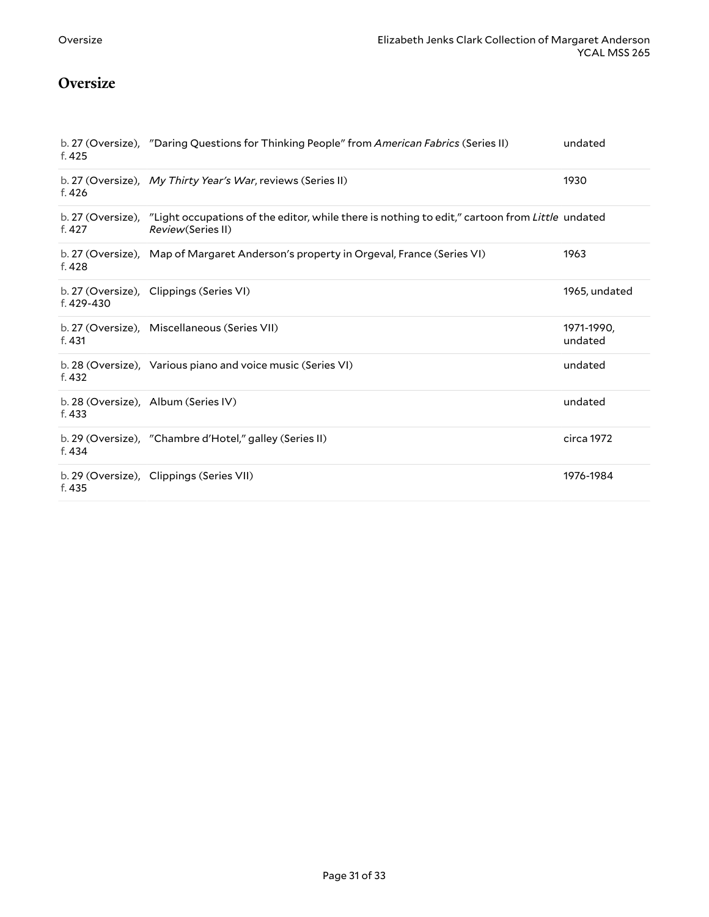## Oversize

| | | |
|---|---|---|
| b. 27 (Oversize), f. 425 | "Daring Questions for Thinking People" from *American Fabrics* (Series II) | undated |
| b. 27 (Oversize), f. 426 | *My Thirty Year's War*, reviews (Series II) | 1930 |
| b. 27 (Oversize), f. 427 | "Light occupations of the editor, while there is nothing to edit," cartoon from *Little Review*(Series II) | undated |
| b. 27 (Oversize), f. 428 | Map of Margaret Anderson's property in Orgeval, France (Series VI) | 1963 |
| b. 27 (Oversize), f. 429-430 | Clippings (Series VI) | 1965, undated |
| b. 27 (Oversize), f. 431 | Miscellaneous (Series VII) | 1971-1990, undated |
| b. 28 (Oversize), f. 432 | Various piano and voice music (Series VI) | undated |
| b. 28 (Oversize), f. 433 | Album (Series IV) | undated |
| b. 29 (Oversize), f. 434 | "Chambre d'Hotel," galley (Series II) | circa 1972 |
| b. 29 (Oversize), f. 435 | Clippings (Series VII) | 1976-1984 |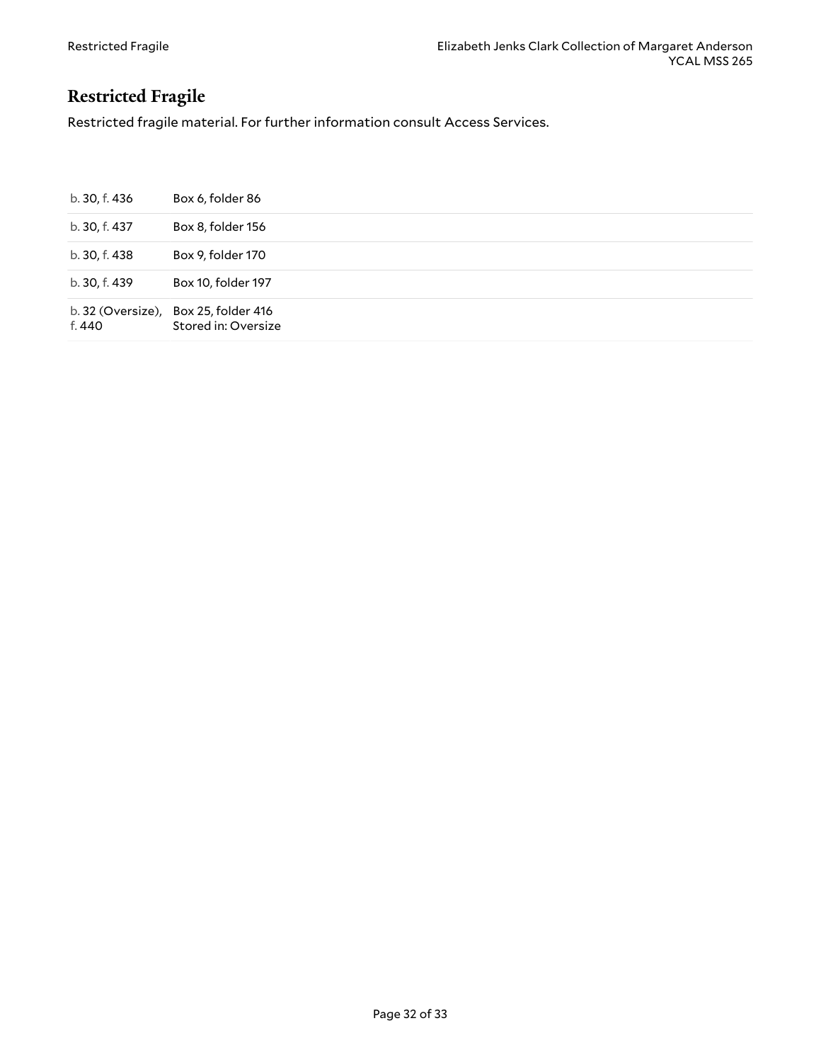## Restricted Fragile

Restricted fragile material. For further information consult Access Services.

| | |
|---|---|
| b. 30, f. 436 | Box 6, folder 86 |
| b. 30, f. 437 | Box 8, folder 156 |
| b. 30, f. 438 | Box 9, folder 170 |
| b. 30, f. 439 | Box 10, folder 197 |
| b. 32 (Oversize), f. 440 | Box 25, folder 416<br>Stored in: Oversize |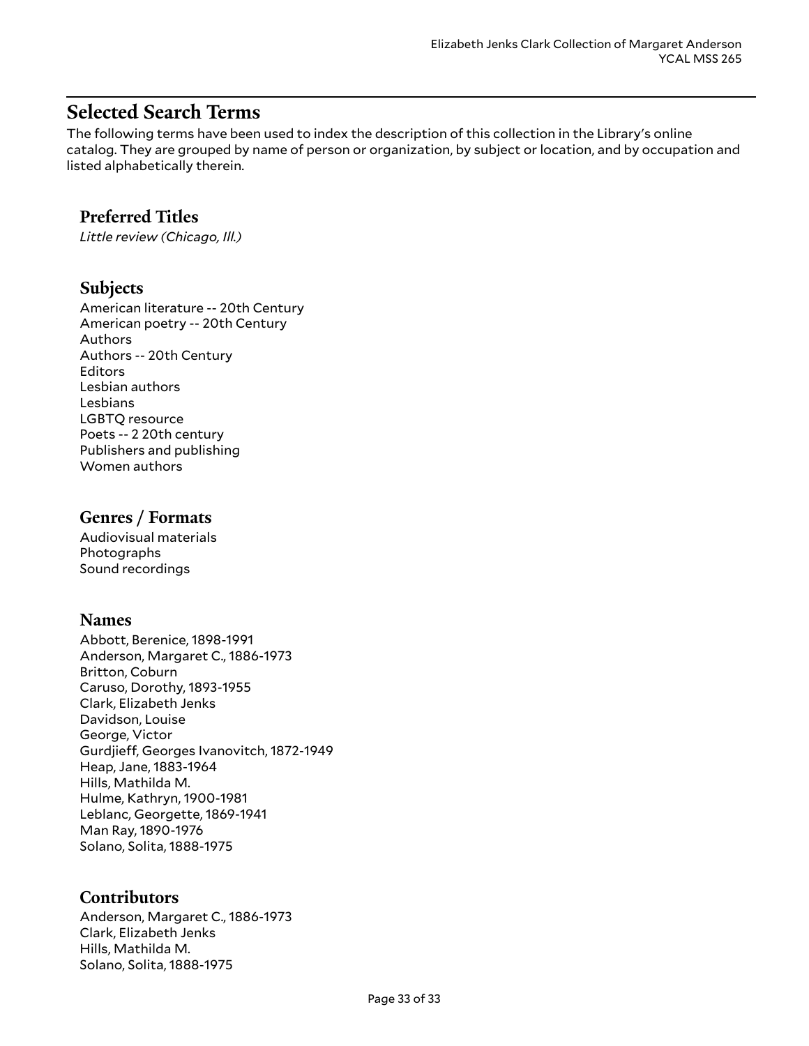## Selected Search Terms

The following terms have been used to index the description of this collection in the Library's online catalog. They are grouped by name of person or organization, by subject or location, and by occupation and listed alphabetically therein.

### Preferred Titles

*Little review (Chicago, Ill.)*

### Subjects

American literature -- 20th Century
American poetry -- 20th Century
Authors
Authors -- 20th Century
Editors
Lesbian authors
Lesbians
LGBTQ resource
Poets -- 2 20th century
Publishers and publishing
Women authors

### Genres / Formats

Audiovisual materials
Photographs
Sound recordings

### Names

Abbott, Berenice, 1898-1991
Anderson, Margaret C., 1886-1973
Britton, Coburn
Caruso, Dorothy, 1893-1955
Clark, Elizabeth Jenks
Davidson, Louise
George, Victor
Gurdjieff, Georges Ivanovitch, 1872-1949
Heap, Jane, 1883-1964
Hills, Mathilda M.
Hulme, Kathryn, 1900-1981
Leblanc, Georgette, 1869-1941
Man Ray, 1890-1976
Solano, Solita, 1888-1975

### Contributors

Anderson, Margaret C., 1886-1973
Clark, Elizabeth Jenks
Hills, Mathilda M.
Solano, Solita, 1888-1975